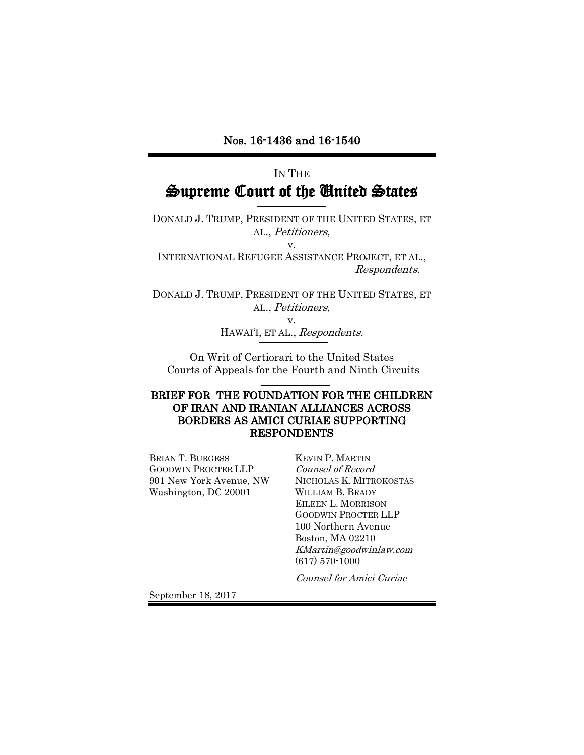Nos. 16-1436 and 16-1540

IN THE

# Supreme Court of the United States

DONALD J. TRUMP, PRESIDENT OF THE UNITED STATES, ET AL., *Petitioners*,

v.

INTERNATIONAL REFUGEE ASSISTANCE PROJECT, ET AL., *Respondents.*

DONALD J. TRUMP, PRESIDENT OF THE UNITED STATES, ET AL., *Petitioners*,

v.

HAWAI'I, ET AL., *Respondents.*

On Writ of Certiorari to the United States Courts of Appeals for the Fourth and Ninth Circuits

## BRIEF FOR THE FOUNDATION FOR THE CHILDREN OF IRAN AND IRANIAN ALLIANCES ACROSS BORDERS AS AMICI CURIAE SUPPORTING RESPONDENTS

BRIAN T. BURGESS
GOODWIN PROCTER LLP
901 New York Avenue, NW
Washington, DC 20001

KEVIN P. MARTIN
*Counsel of Record*
NICHOLAS K. MITROKOSTAS
WILLIAM B. BRADY
EILEEN L. MORRISON
GOODWIN PROCTER LLP
100 Northern Avenue
Boston, MA 02210
*KMartin@goodwinlaw.com*
(617) 570-1000

*Counsel for Amici Curiae*

September 18, 2017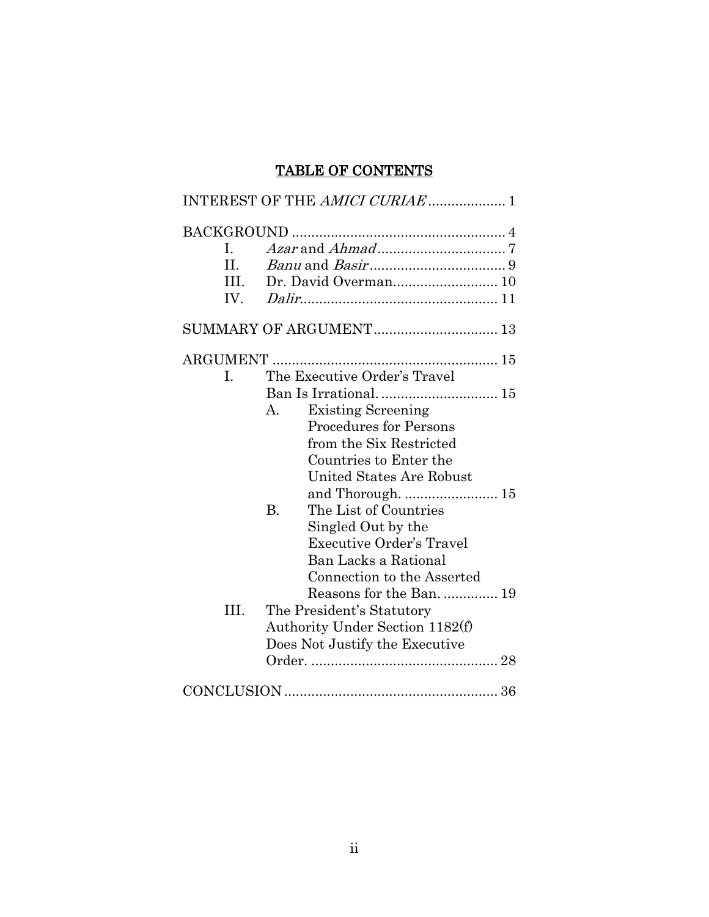## TABLE OF CONTENTS

INTEREST OF THE *AMICI CURIAE* .................... 1

BACKGROUND ...................................................... 4

- I. *Azar* and *Ahmad* ................................. 7
- II. *Banu* and *Basir* .................................. 9
- III. Dr. David Overman........................... 10
- IV. *Dalir*.................................................. 11

SUMMARY OF ARGUMENT ................................ 13

ARGUMENT .......................................................... 15

- I. The Executive Order's Travel Ban Is Irrational. .............................. 15
  - A. Existing Screening Procedures for Persons from the Six Restricted Countries to Enter the United States Are Robust and Thorough. ........................ 15
  - B. The List of Countries Singled Out by the Executive Order's Travel Ban Lacks a Rational Connection to the Asserted Reasons for the Ban. .............. 19
- III. The President's Statutory Authority Under Section 1182(f) Does Not Justify the Executive Order. ................................................ 28

CONCLUSION ...................................................... 36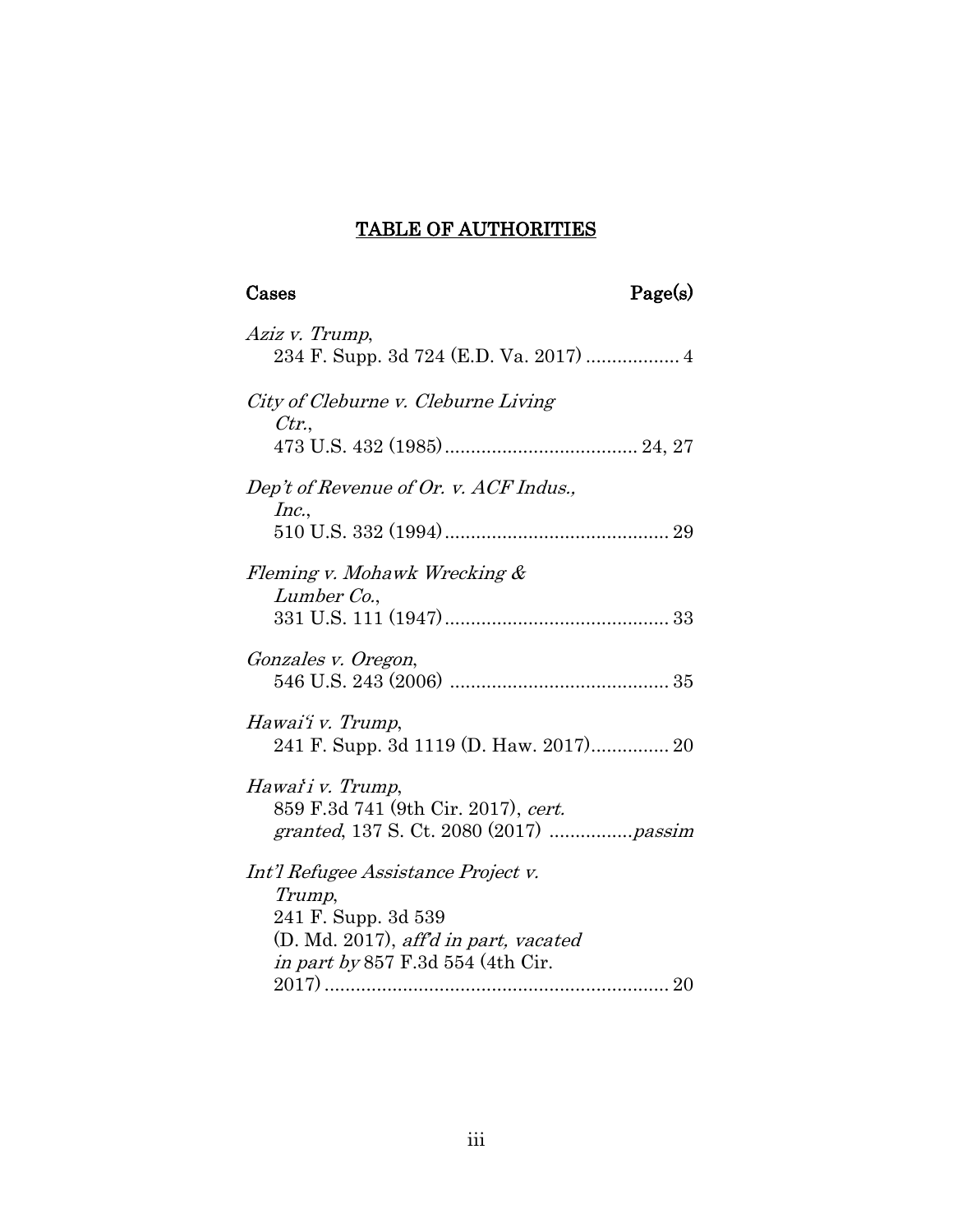# TABLE OF AUTHORITIES

**Cases** **Page(s)**

*Aziz v. Trump*,
234 F. Supp. 3d 724 (E.D. Va. 2017) .................. 4

*City of Cleburne v. Cleburne Living Ctr.*,
473 U.S. 432 (1985) ..................................... 24, 27

*Dep't of Revenue of Or. v. ACF Indus., Inc.*,
510 U.S. 332 (1994) ........................................... 29

*Fleming v. Mohawk Wrecking & Lumber Co.*,
331 U.S. 111 (1947) ........................................... 33

*Gonzales v. Oregon*,
546 U.S. 243 (2006) .......................................... 35

*Hawai'i v. Trump*,
241 F. Supp. 3d 1119 (D. Haw. 2017)............... 20

*Hawai'i v. Trump*,
859 F.3d 741 (9th Cir. 2017), *cert. granted*, 137 S. Ct. 2080 (2017) ................*passim*

*Int'l Refugee Assistance Project v. Trump*,
241 F. Supp. 3d 539 (D. Md. 2017), *aff'd in part, vacated in part by* 857 F.3d 554 (4th Cir. 2017) .................................................................. 20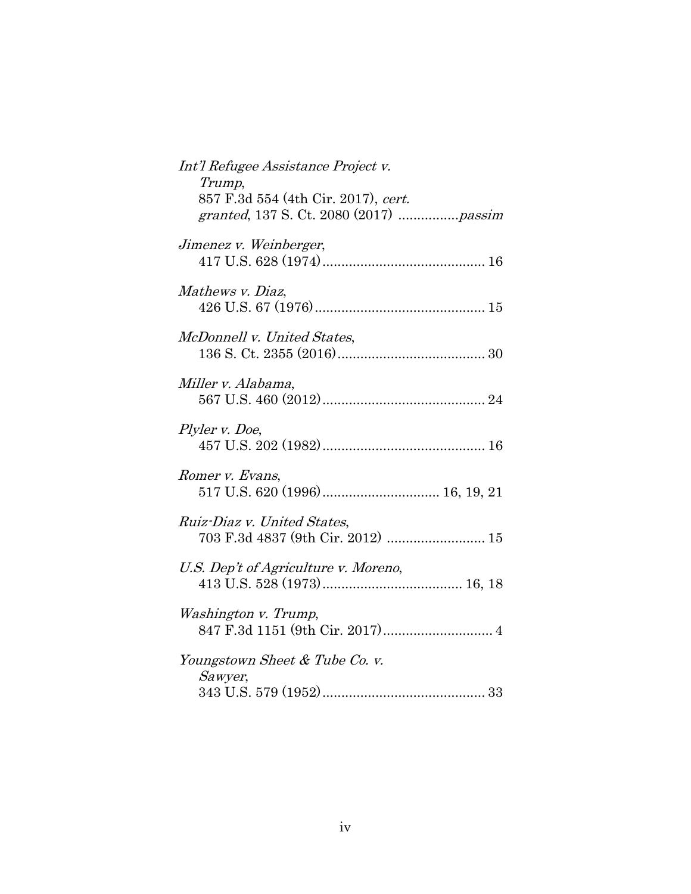*Int'l Refugee Assistance Project v. Trump*,
857 F.3d 554 (4th Cir. 2017), *cert. granted*, 137 S. Ct. 2080 (2017) ................*passim*

*Jimenez v. Weinberger*,
417 U.S. 628 (1974)........................................... 16

*Mathews v. Diaz*,
426 U.S. 67 (1976)............................................. 15

*McDonnell v. United States*,
136 S. Ct. 2355 (2016)....................................... 30

*Miller v. Alabama*,
567 U.S. 460 (2012)........................................... 24

*Plyler v. Doe*,
457 U.S. 202 (1982)........................................... 16

*Romer v. Evans*,
517 U.S. 620 (1996)............................... 16, 19, 21

*Ruiz-Diaz v. United States*,
703 F.3d 4837 (9th Cir. 2012) .......................... 15

*U.S. Dep't of Agriculture v. Moreno*,
413 U.S. 528 (1973).................................... 16, 18

*Washington v. Trump*,
847 F.3d 1151 (9th Cir. 2017)............................. 4

*Youngstown Sheet & Tube Co. v. Sawyer*,
343 U.S. 579 (1952)........................................... 33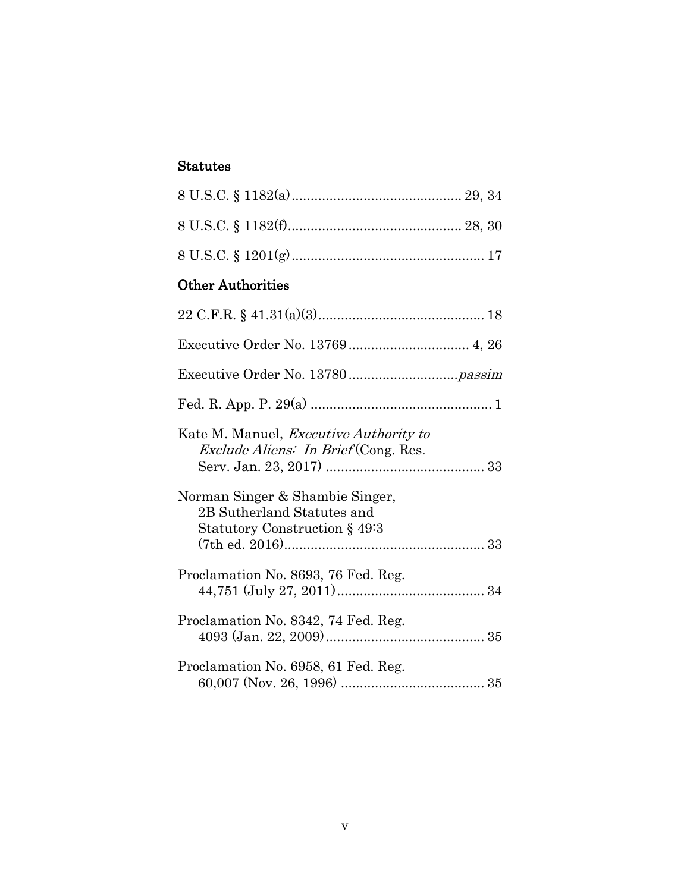## Statutes

8 U.S.C. § 1182(a) .......................................... 29, 34

8 U.S.C. § 1182(f) .......................................... 28, 30

8 U.S.C. § 1201(g) .......................................... 17

## Other Authorities

22 C.F.R. § 41.31(a)(3) .......................................... 18

Executive Order No. 13769 .......................................... 4, 26

Executive Order No. 13780 .......................................... *passim*

Fed. R. App. P. 29(a) .......................................... 1

Kate M. Manuel, *Executive Authority to Exclude Aliens: In Brief* (Cong. Res. Serv. Jan. 23, 2017) .......................................... 33

Norman Singer & Shambie Singer, 2B Sutherland Statutes and Statutory Construction § 49:3 (7th ed. 2016) .......................................... 33

Proclamation No. 8693, 76 Fed. Reg. 44,751 (July 27, 2011) .......................................... 34

Proclamation No. 8342, 74 Fed. Reg. 4093 (Jan. 22, 2009) .......................................... 35

Proclamation No. 6958, 61 Fed. Reg. 60,007 (Nov. 26, 1996) .......................................... 35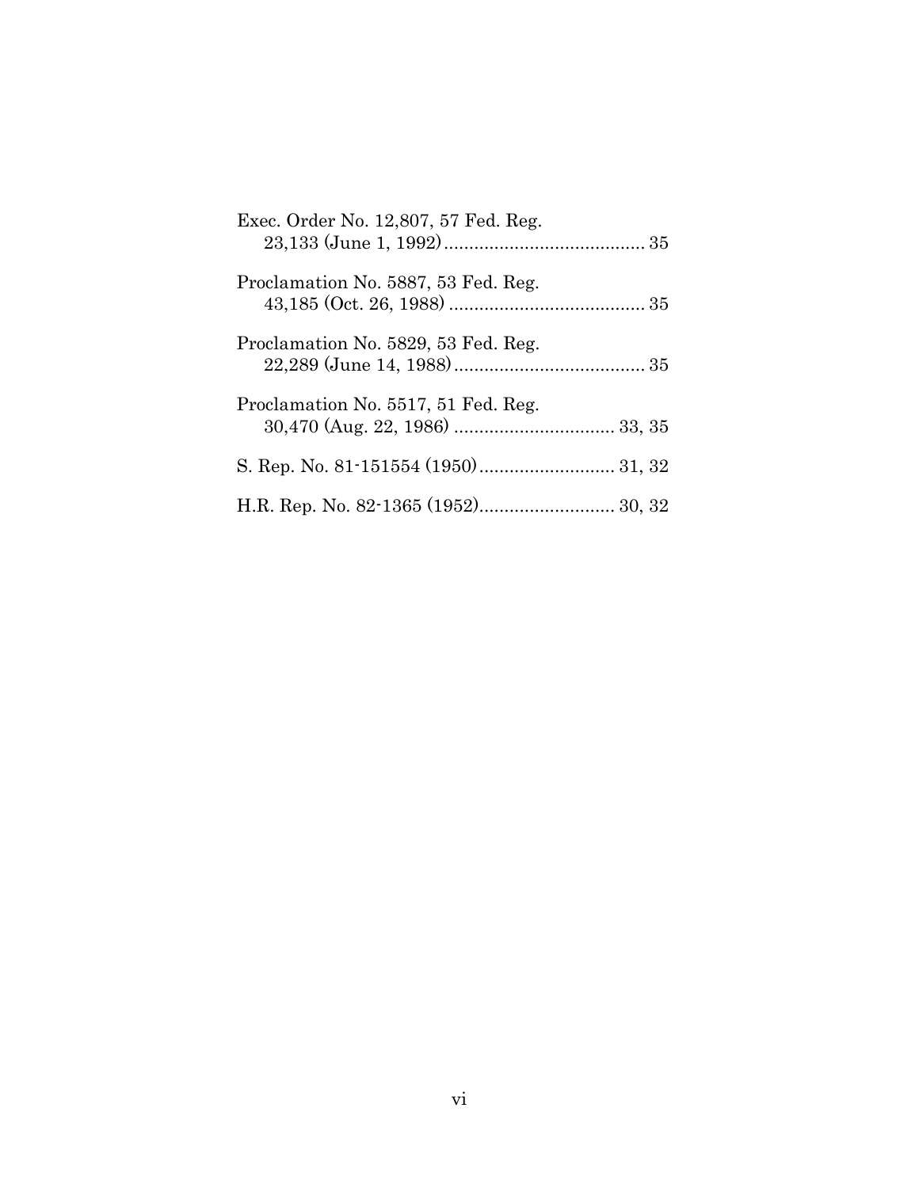Exec. Order No. 12,807, 57 Fed. Reg. 23,133 (June 1, 1992) ........................................ 35

Proclamation No. 5887, 53 Fed. Reg. 43,185 (Oct. 26, 1988) ....................................... 35

Proclamation No. 5829, 53 Fed. Reg. 22,289 (June 14, 1988) ...................................... 35

Proclamation No. 5517, 51 Fed. Reg. 30,470 (Aug. 22, 1986) ................................ 33, 35

S. Rep. No. 81-151554 (1950) ........................... 31, 32

H.R. Rep. No. 82-1365 (1952) ........................... 30, 32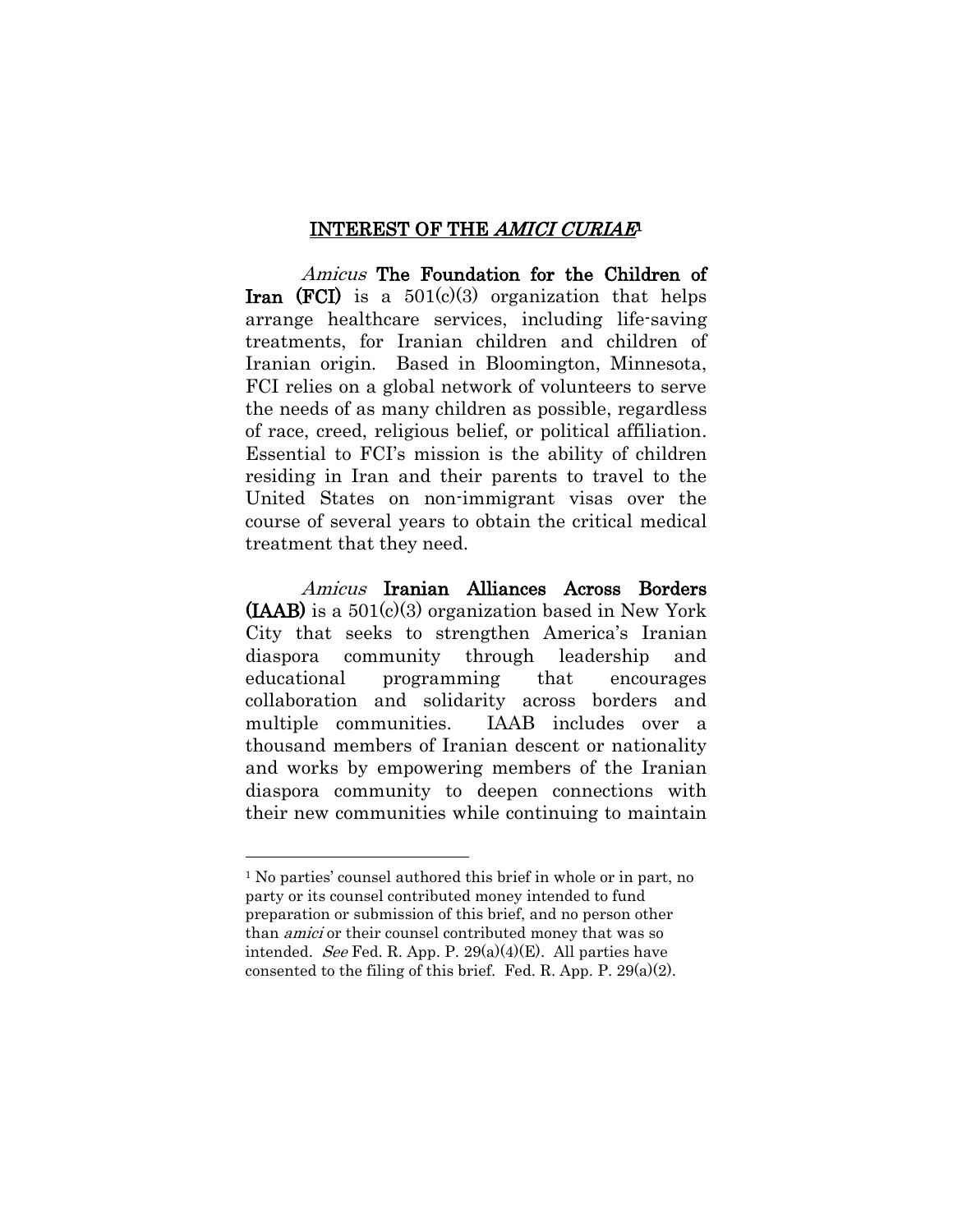## INTEREST OF THE *AMICI CURIAE*[1]

*Amicus* **The Foundation for the Children of Iran (FCI)** is a 501(c)(3) organization that helps arrange healthcare services, including life-saving treatments, for Iranian children and children of Iranian origin. Based in Bloomington, Minnesota, FCI relies on a global network of volunteers to serve the needs of as many children as possible, regardless of race, creed, religious belief, or political affiliation. Essential to FCI's mission is the ability of children residing in Iran and their parents to travel to the United States on non-immigrant visas over the course of several years to obtain the critical medical treatment that they need.

*Amicus* **Iranian Alliances Across Borders (IAAB)** is a 501(c)(3) organization based in New York City that seeks to strengthen America's Iranian diaspora community through leadership and educational programming that encourages collaboration and solidarity across borders and multiple communities. IAAB includes over a thousand members of Iranian descent or nationality and works by empowering members of the Iranian diaspora community to deepen connections with their new communities while continuing to maintain

---

[1] No parties' counsel authored this brief in whole or in part, no party or its counsel contributed money intended to fund preparation or submission of this brief, and no person other than *amici* or their counsel contributed money that was so intended. *See* Fed. R. App. P. 29(a)(4)(E). All parties have consented to the filing of this brief. Fed. R. App. P. 29(a)(2).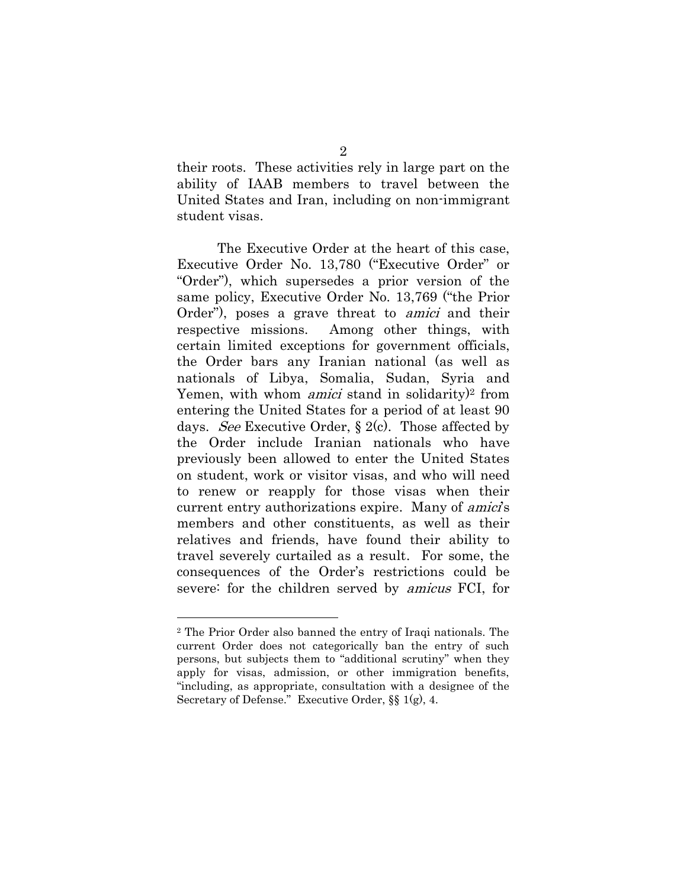their roots. These activities rely in large part on the ability of IAAB members to travel between the United States and Iran, including on non-immigrant student visas.

The Executive Order at the heart of this case, Executive Order No. 13,780 ("Executive Order" or "Order"), which supersedes a prior version of the same policy, Executive Order No. 13,769 ("the Prior Order"), poses a grave threat to *amici* and their respective missions. Among other things, with certain limited exceptions for government officials, the Order bars any Iranian national (as well as nationals of Libya, Somalia, Sudan, Syria and Yemen, with whom *amici* stand in solidarity)[2] from entering the United States for a period of at least 90 days. *See* Executive Order, § 2(c). Those affected by the Order include Iranian nationals who have previously been allowed to enter the United States on student, work or visitor visas, and who will need to renew or reapply for those visas when their current entry authorizations expire. Many of *amici*'s members and other constituents, as well as their relatives and friends, have found their ability to travel severely curtailed as a result. For some, the consequences of the Order's restrictions could be severe: for the children served by *amicus* FCI, for

---

[2] The Prior Order also banned the entry of Iraqi nationals. The current Order does not categorically ban the entry of such persons, but subjects them to "additional scrutiny" when they apply for visas, admission, or other immigration benefits, "including, as appropriate, consultation with a designee of the Secretary of Defense." Executive Order, §§ 1(g), 4.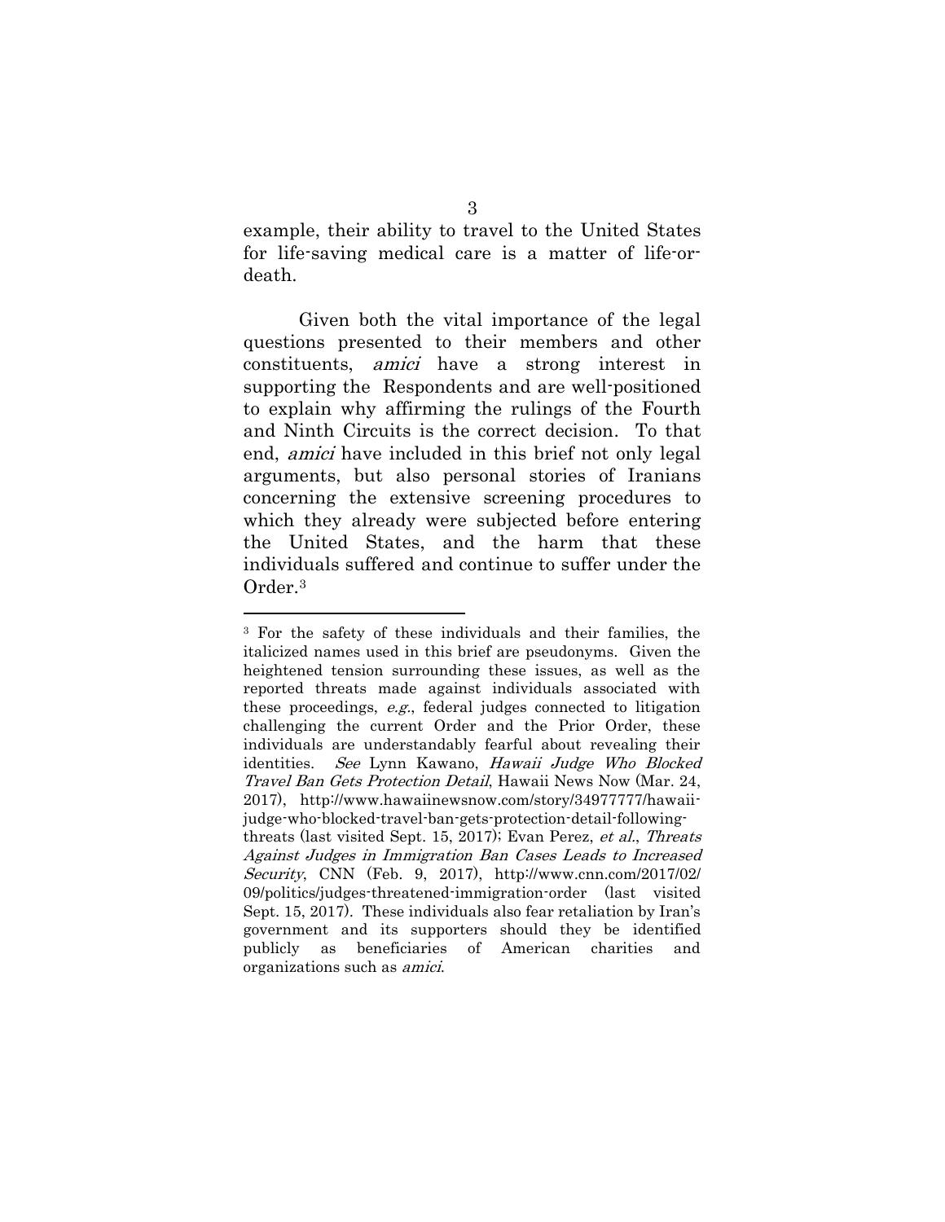example, their ability to travel to the United States for life-saving medical care is a matter of life-or-death.

Given both the vital importance of the legal questions presented to their members and other constituents, *amici* have a strong interest in supporting the Respondents and are well-positioned to explain why affirming the rulings of the Fourth and Ninth Circuits is the correct decision. To that end, *amici* have included in this brief not only legal arguments, but also personal stories of Iranians concerning the extensive screening procedures to which they already were subjected before entering the United States, and the harm that these individuals suffered and continue to suffer under the Order.[3]

---

[3] For the safety of these individuals and their families, the italicized names used in this brief are pseudonyms. Given the heightened tension surrounding these issues, as well as the reported threats made against individuals associated with these proceedings, *e.g.*, federal judges connected to litigation challenging the current Order and the Prior Order, these individuals are understandably fearful about revealing their identities. *See* Lynn Kawano, *Hawaii Judge Who Blocked Travel Ban Gets Protection Detail*, Hawaii News Now (Mar. 24, 2017), http://www.hawaiinewsnow.com/story/34977777/hawaii-judge-who-blocked-travel-ban-gets-protection-detail-following-threats (last visited Sept. 15, 2017); Evan Perez, *et al.*, *Threats Against Judges in Immigration Ban Cases Leads to Increased Security*, CNN (Feb. 9, 2017), http://www.cnn.com/2017/02/09/politics/judges-threatened-immigration-order (last visited Sept. 15, 2017). These individuals also fear retaliation by Iran's government and its supporters should they be identified publicly as beneficiaries of American charities and organizations such as *amici*.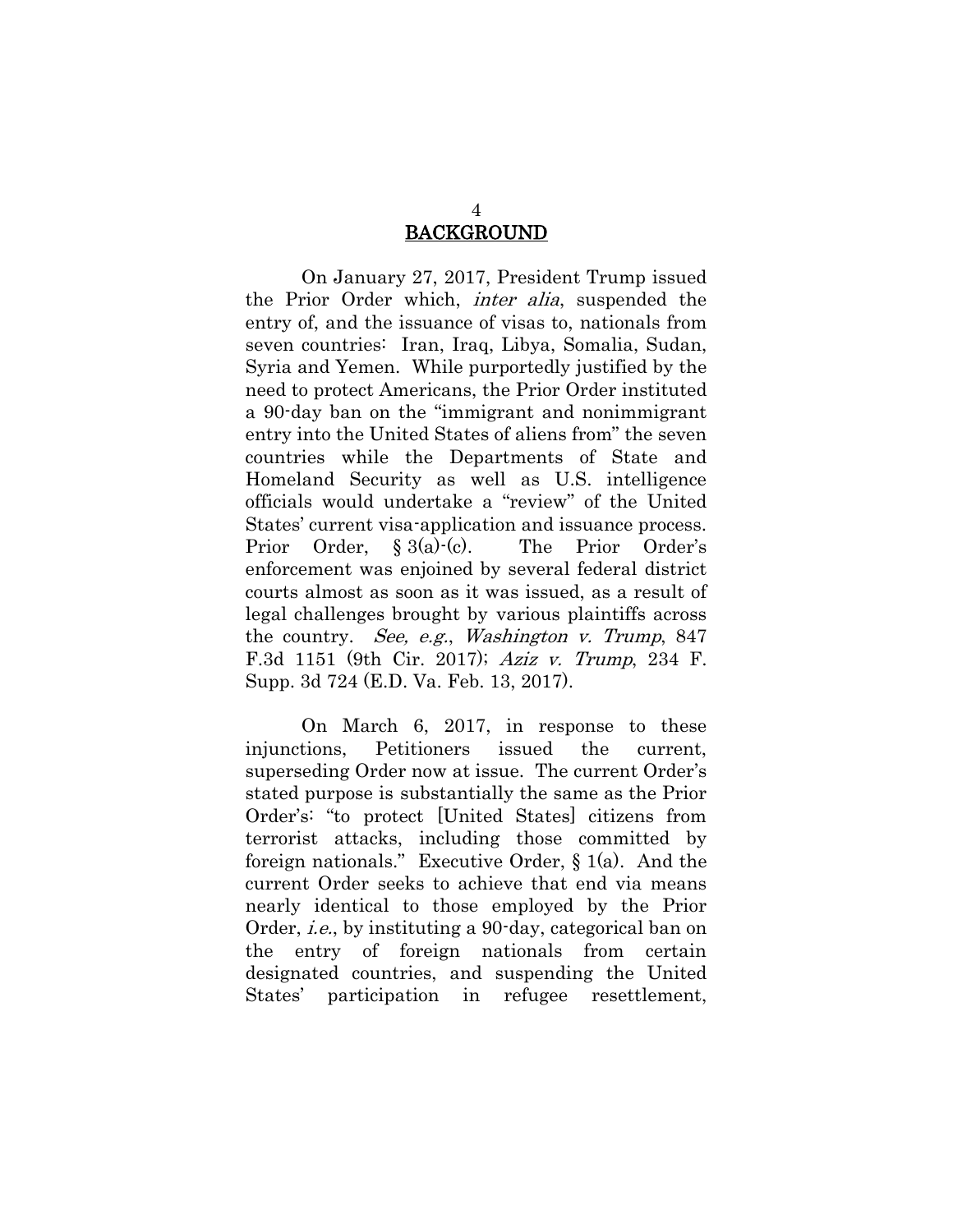## BACKGROUND

On January 27, 2017, President Trump issued the Prior Order which, *inter alia*, suspended the entry of, and the issuance of visas to, nationals from seven countries: Iran, Iraq, Libya, Somalia, Sudan, Syria and Yemen. While purportedly justified by the need to protect Americans, the Prior Order instituted a 90-day ban on the "immigrant and nonimmigrant entry into the United States of aliens from" the seven countries while the Departments of State and Homeland Security as well as U.S. intelligence officials would undertake a "review" of the United States' current visa-application and issuance process. Prior Order, § 3(a)-(c). The Prior Order's enforcement was enjoined by several federal district courts almost as soon as it was issued, as a result of legal challenges brought by various plaintiffs across the country. *See, e.g.*, *Washington v. Trump*, 847 F.3d 1151 (9th Cir. 2017); *Aziz v. Trump*, 234 F. Supp. 3d 724 (E.D. Va. Feb. 13, 2017).

On March 6, 2017, in response to these injunctions, Petitioners issued the current, superseding Order now at issue. The current Order's stated purpose is substantially the same as the Prior Order's: "to protect [United States] citizens from terrorist attacks, including those committed by foreign nationals." Executive Order, § 1(a). And the current Order seeks to achieve that end via means nearly identical to those employed by the Prior Order, *i.e.*, by instituting a 90-day, categorical ban on the entry of foreign nationals from certain designated countries, and suspending the United States' participation in refugee resettlement,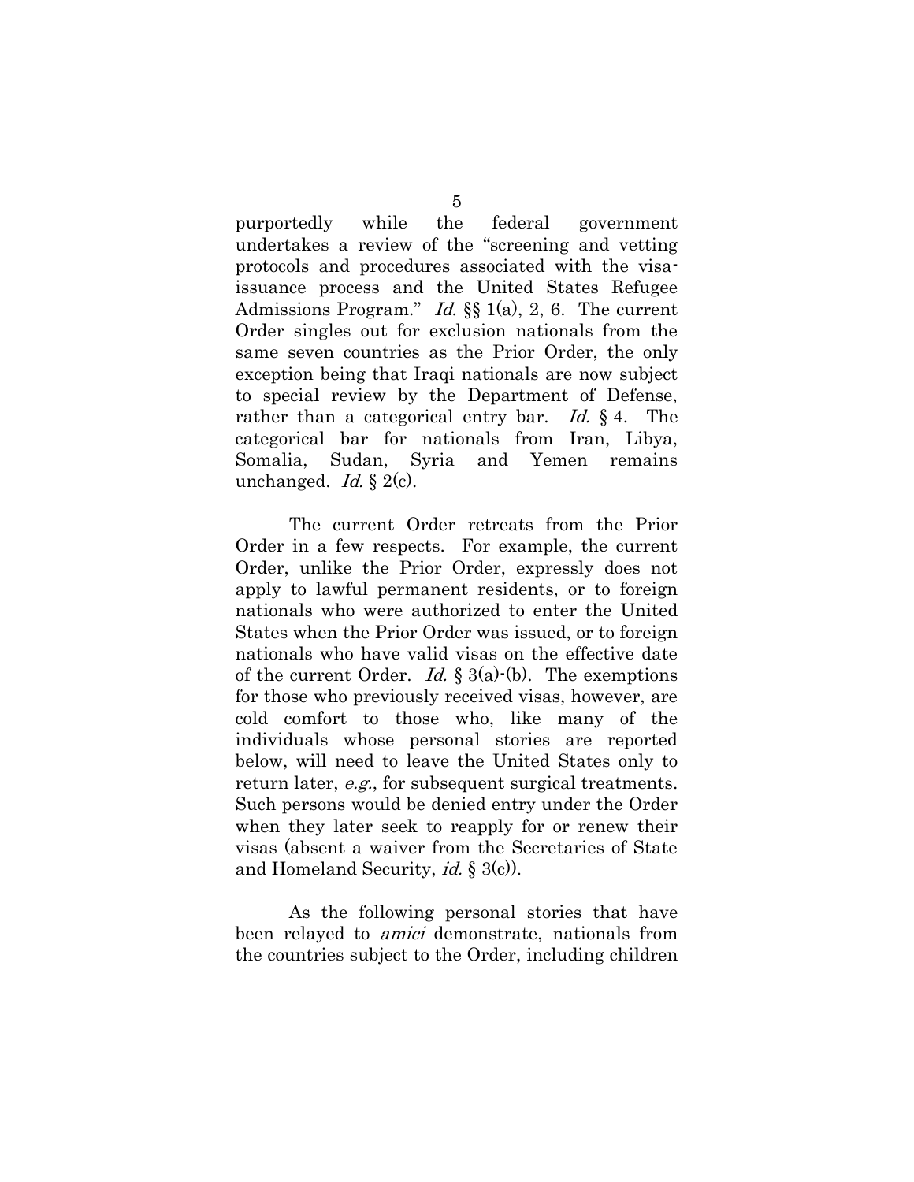purportedly while the federal government undertakes a review of the "screening and vetting protocols and procedures associated with the visa-issuance process and the United States Refugee Admissions Program." *Id.* §§ 1(a), 2, 6. The current Order singles out for exclusion nationals from the same seven countries as the Prior Order, the only exception being that Iraqi nationals are now subject to special review by the Department of Defense, rather than a categorical entry bar. *Id.* § 4. The categorical bar for nationals from Iran, Libya, Somalia, Sudan, Syria and Yemen remains unchanged. *Id.* § 2(c).

The current Order retreats from the Prior Order in a few respects. For example, the current Order, unlike the Prior Order, expressly does not apply to lawful permanent residents, or to foreign nationals who were authorized to enter the United States when the Prior Order was issued, or to foreign nationals who have valid visas on the effective date of the current Order. *Id.* § 3(a)-(b). The exemptions for those who previously received visas, however, are cold comfort to those who, like many of the individuals whose personal stories are reported below, will need to leave the United States only to return later, *e.g.*, for subsequent surgical treatments. Such persons would be denied entry under the Order when they later seek to reapply for or renew their visas (absent a waiver from the Secretaries of State and Homeland Security, *id.* § 3(c)).

As the following personal stories that have been relayed to *amici* demonstrate, nationals from the countries subject to the Order, including children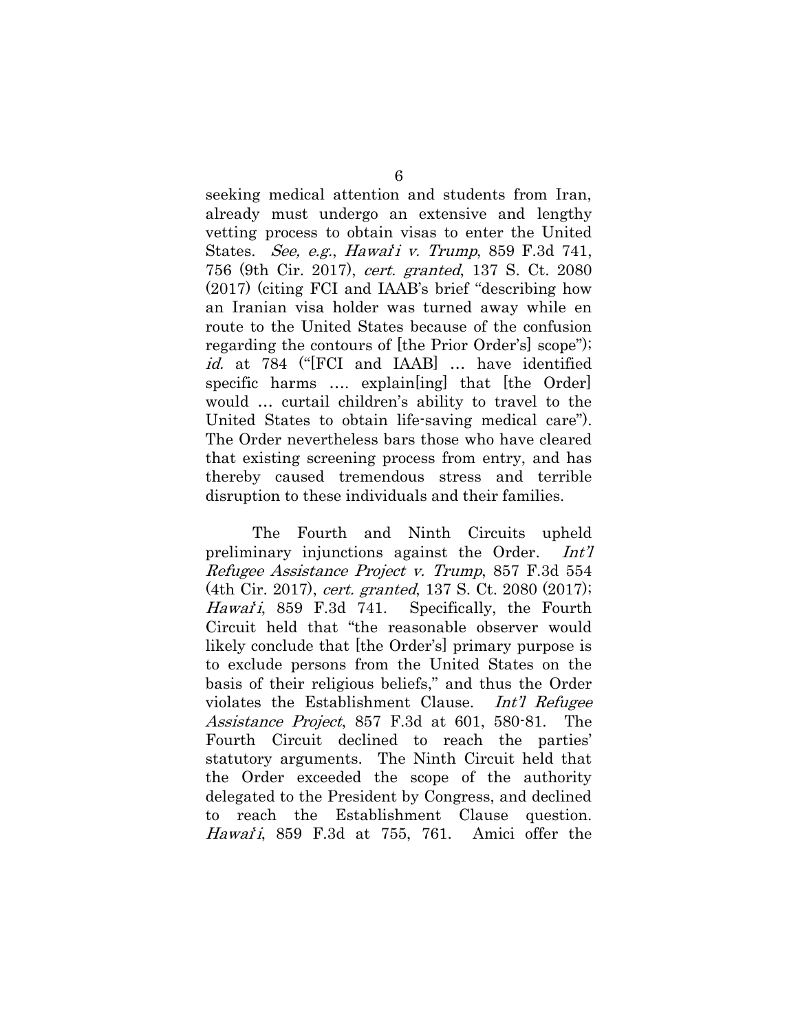seeking medical attention and students from Iran, already must undergo an extensive and lengthy vetting process to obtain visas to enter the United States. *See, e.g.*, *Hawai'i v. Trump*, 859 F.3d 741, 756 (9th Cir. 2017), *cert. granted*, 137 S. Ct. 2080 (2017) (citing FCI and IAAB's brief "describing how an Iranian visa holder was turned away while en route to the United States because of the confusion regarding the contours of [the Prior Order's] scope"); *id.* at 784 ("[FCI and IAAB] … have identified specific harms …. explain[ing] that [the Order] would … curtail children's ability to travel to the United States to obtain life-saving medical care"). The Order nevertheless bars those who have cleared that existing screening process from entry, and has thereby caused tremendous stress and terrible disruption to these individuals and their families.

The Fourth and Ninth Circuits upheld preliminary injunctions against the Order. *Int'l Refugee Assistance Project v. Trump*, 857 F.3d 554 (4th Cir. 2017), *cert. granted*, 137 S. Ct. 2080 (2017); *Hawai'i*, 859 F.3d 741. Specifically, the Fourth Circuit held that "the reasonable observer would likely conclude that [the Order's] primary purpose is to exclude persons from the United States on the basis of their religious beliefs," and thus the Order violates the Establishment Clause. *Int'l Refugee Assistance Project*, 857 F.3d at 601, 580-81. The Fourth Circuit declined to reach the parties' statutory arguments. The Ninth Circuit held that the Order exceeded the scope of the authority delegated to the President by Congress, and declined to reach the Establishment Clause question. *Hawai'i*, 859 F.3d at 755, 761. Amici offer the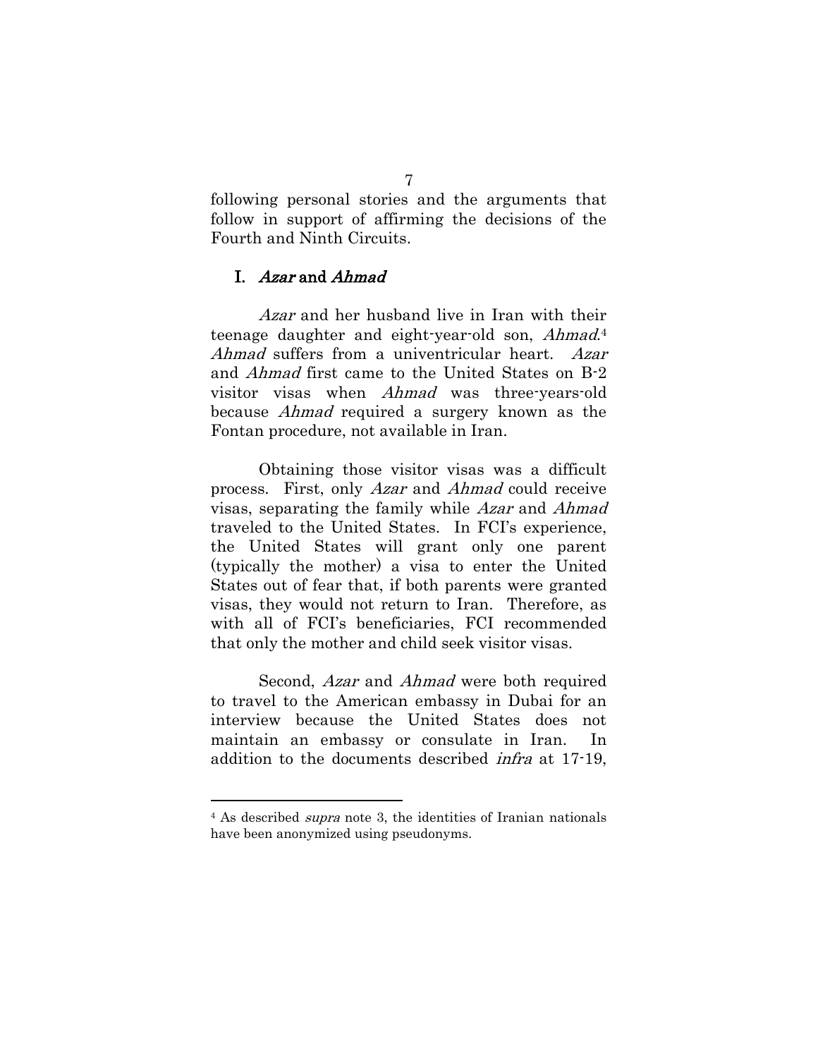following personal stories and the arguments that follow in support of affirming the decisions of the Fourth and Ninth Circuits.

## I. *Azar* and *Ahmad*

*Azar* and her husband live in Iran with their teenage daughter and eight-year-old son, *Ahmad*.[4] *Ahmad* suffers from a univentricular heart. *Azar* and *Ahmad* first came to the United States on B-2 visitor visas when *Ahmad* was three-years-old because *Ahmad* required a surgery known as the Fontan procedure, not available in Iran.

Obtaining those visitor visas was a difficult process. First, only *Azar* and *Ahmad* could receive visas, separating the family while *Azar* and *Ahmad* traveled to the United States. In FCI's experience, the United States will grant only one parent (typically the mother) a visa to enter the United States out of fear that, if both parents were granted visas, they would not return to Iran. Therefore, as with all of FCI's beneficiaries, FCI recommended that only the mother and child seek visitor visas.

Second, *Azar* and *Ahmad* were both required to travel to the American embassy in Dubai for an interview because the United States does not maintain an embassy or consulate in Iran. In addition to the documents described *infra* at 17-19,

---

[4] As described *supra* note 3, the identities of Iranian nationals have been anonymized using pseudonyms.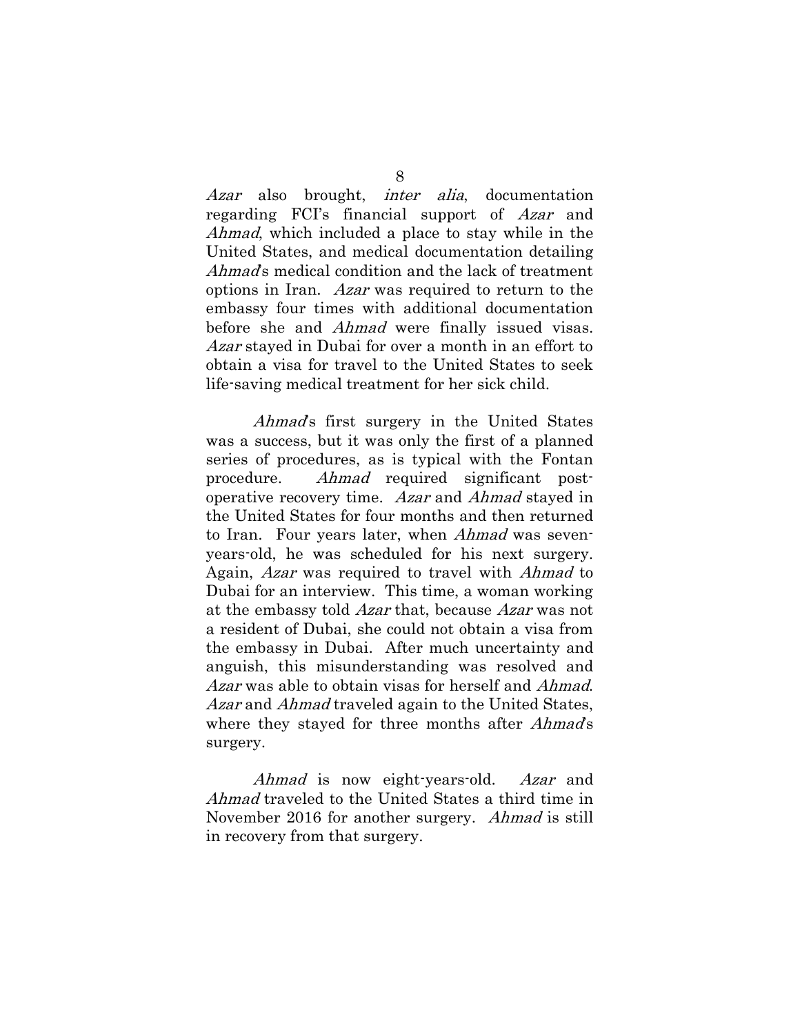*Azar* also brought, *inter alia*, documentation regarding FCI's financial support of *Azar* and *Ahmad*, which included a place to stay while in the United States, and medical documentation detailing *Ahmad*'s medical condition and the lack of treatment options in Iran. *Azar* was required to return to the embassy four times with additional documentation before she and *Ahmad* were finally issued visas. *Azar* stayed in Dubai for over a month in an effort to obtain a visa for travel to the United States to seek life-saving medical treatment for her sick child.

*Ahmad*'s first surgery in the United States was a success, but it was only the first of a planned series of procedures, as is typical with the Fontan procedure. *Ahmad* required significant post-operative recovery time. *Azar* and *Ahmad* stayed in the United States for four months and then returned to Iran. Four years later, when *Ahmad* was seven-years-old, he was scheduled for his next surgery. Again, *Azar* was required to travel with *Ahmad* to Dubai for an interview. This time, a woman working at the embassy told *Azar* that, because *Azar* was not a resident of Dubai, she could not obtain a visa from the embassy in Dubai. After much uncertainty and anguish, this misunderstanding was resolved and *Azar* was able to obtain visas for herself and *Ahmad*. *Azar* and *Ahmad* traveled again to the United States, where they stayed for three months after *Ahmad*'s surgery.

*Ahmad* is now eight-years-old. *Azar* and *Ahmad* traveled to the United States a third time in November 2016 for another surgery. *Ahmad* is still in recovery from that surgery.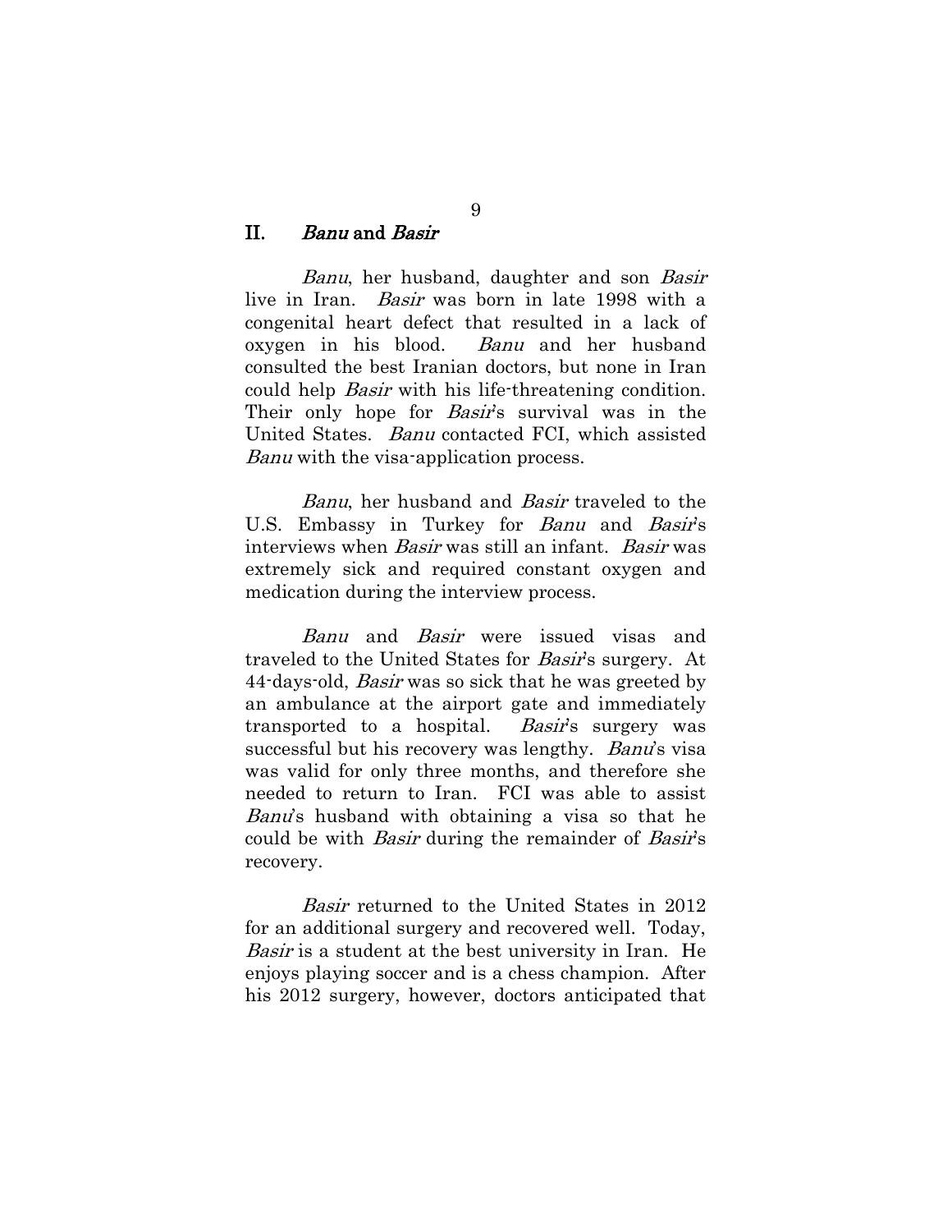## II. *Banu* and *Basir*

*Banu*, her husband, daughter and son *Basir* live in Iran. *Basir* was born in late 1998 with a congenital heart defect that resulted in a lack of oxygen in his blood. *Banu* and her husband consulted the best Iranian doctors, but none in Iran could help *Basir* with his life-threatening condition. Their only hope for *Basir*'s survival was in the United States. *Banu* contacted FCI, which assisted *Banu* with the visa-application process.

*Banu*, her husband and *Basir* traveled to the U.S. Embassy in Turkey for *Banu* and *Basir*'s interviews when *Basir* was still an infant. *Basir* was extremely sick and required constant oxygen and medication during the interview process.

*Banu* and *Basir* were issued visas and traveled to the United States for *Basir*'s surgery. At 44-days-old, *Basir* was so sick that he was greeted by an ambulance at the airport gate and immediately transported to a hospital. *Basir*'s surgery was successful but his recovery was lengthy. *Banu*'s visa was valid for only three months, and therefore she needed to return to Iran. FCI was able to assist *Banu*'s husband with obtaining a visa so that he could be with *Basir* during the remainder of *Basir*'s recovery.

*Basir* returned to the United States in 2012 for an additional surgery and recovered well. Today, *Basir* is a student at the best university in Iran. He enjoys playing soccer and is a chess champion. After his 2012 surgery, however, doctors anticipated that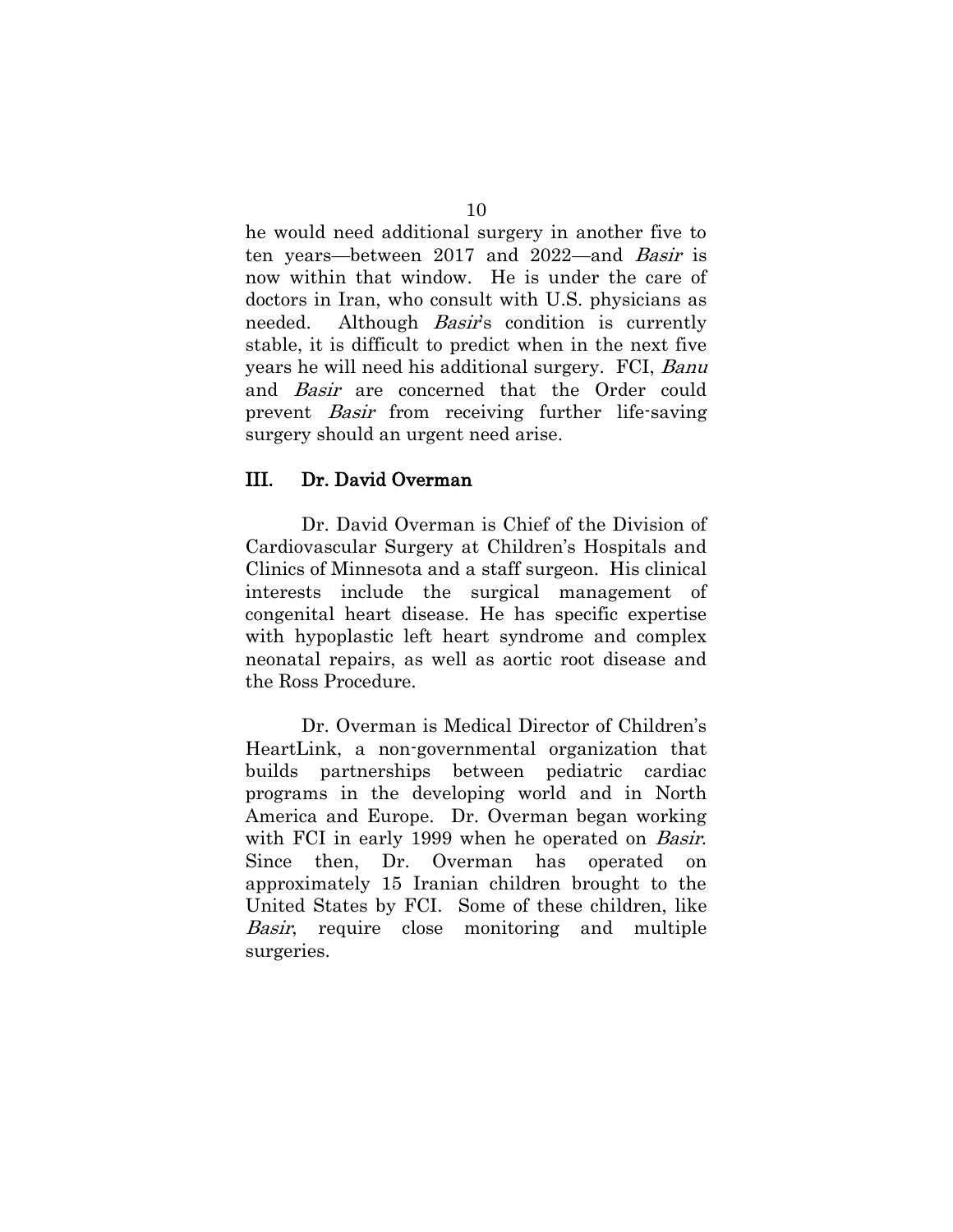he would need additional surgery in another five to ten years—between 2017 and 2022—and *Basir* is now within that window. He is under the care of doctors in Iran, who consult with U.S. physicians as needed. Although *Basir*'s condition is currently stable, it is difficult to predict when in the next five years he will need his additional surgery. FCI, *Banu* and *Basir* are concerned that the Order could prevent *Basir* from receiving further life-saving surgery should an urgent need arise.

## III. Dr. David Overman

Dr. David Overman is Chief of the Division of Cardiovascular Surgery at Children's Hospitals and Clinics of Minnesota and a staff surgeon. His clinical interests include the surgical management of congenital heart disease. He has specific expertise with hypoplastic left heart syndrome and complex neonatal repairs, as well as aortic root disease and the Ross Procedure.

Dr. Overman is Medical Director of Children's HeartLink, a non-governmental organization that builds partnerships between pediatric cardiac programs in the developing world and in North America and Europe. Dr. Overman began working with FCI in early 1999 when he operated on *Basir*. Since then, Dr. Overman has operated on approximately 15 Iranian children brought to the United States by FCI. Some of these children, like *Basir*, require close monitoring and multiple surgeries.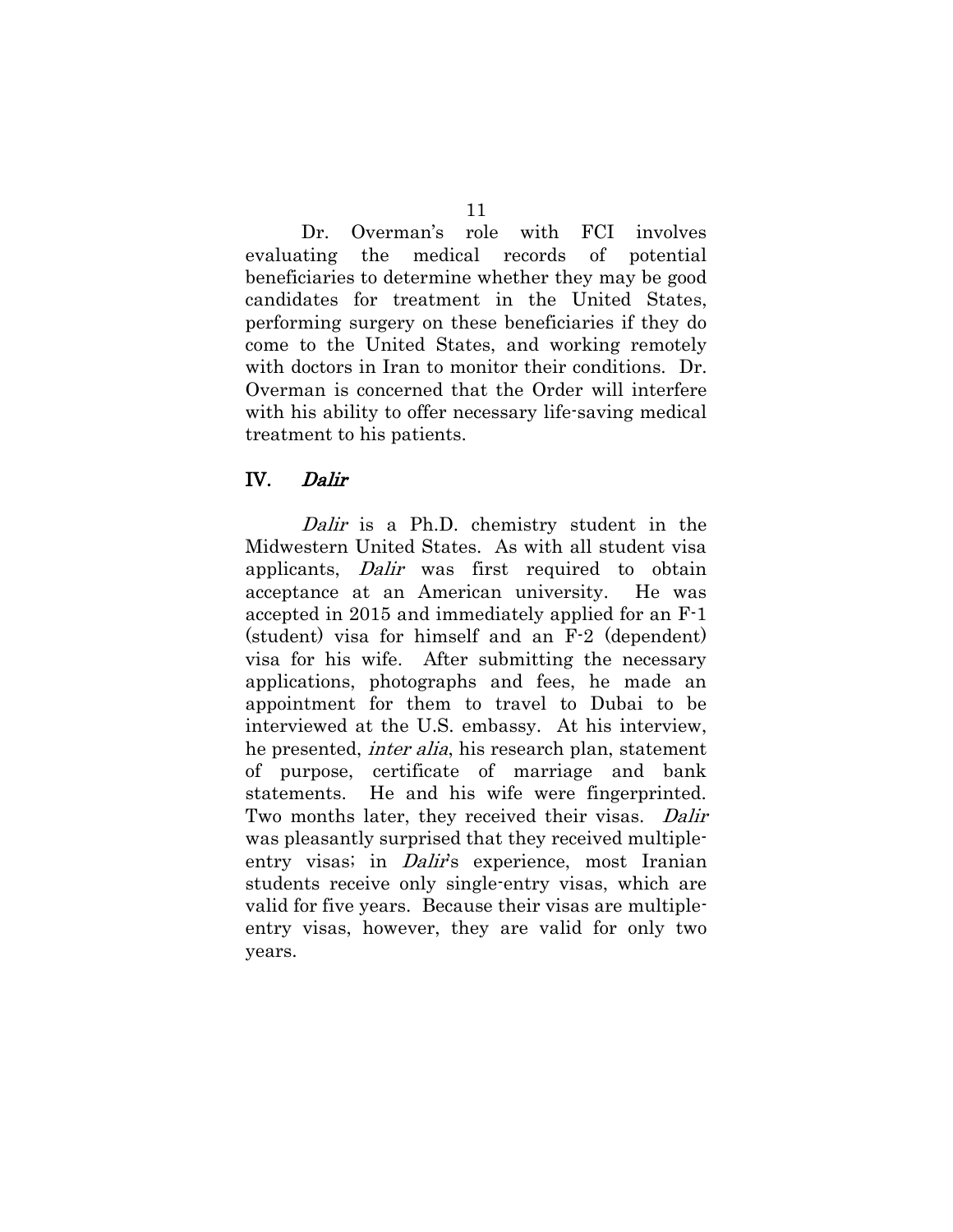Dr. Overman's role with FCI involves evaluating the medical records of potential beneficiaries to determine whether they may be good candidates for treatment in the United States, performing surgery on these beneficiaries if they do come to the United States, and working remotely with doctors in Iran to monitor their conditions. Dr. Overman is concerned that the Order will interfere with his ability to offer necessary life-saving medical treatment to his patients.

## IV. *Dalir*

*Dalir* is a Ph.D. chemistry student in the Midwestern United States. As with all student visa applicants, *Dalir* was first required to obtain acceptance at an American university. He was accepted in 2015 and immediately applied for an F-1 (student) visa for himself and an F-2 (dependent) visa for his wife. After submitting the necessary applications, photographs and fees, he made an appointment for them to travel to Dubai to be interviewed at the U.S. embassy. At his interview, he presented, *inter alia*, his research plan, statement of purpose, certificate of marriage and bank statements. He and his wife were fingerprinted. Two months later, they received their visas. *Dalir* was pleasantly surprised that they received multiple-entry visas; in *Dalir*'s experience, most Iranian students receive only single-entry visas, which are valid for five years. Because their visas are multiple-entry visas, however, they are valid for only two years.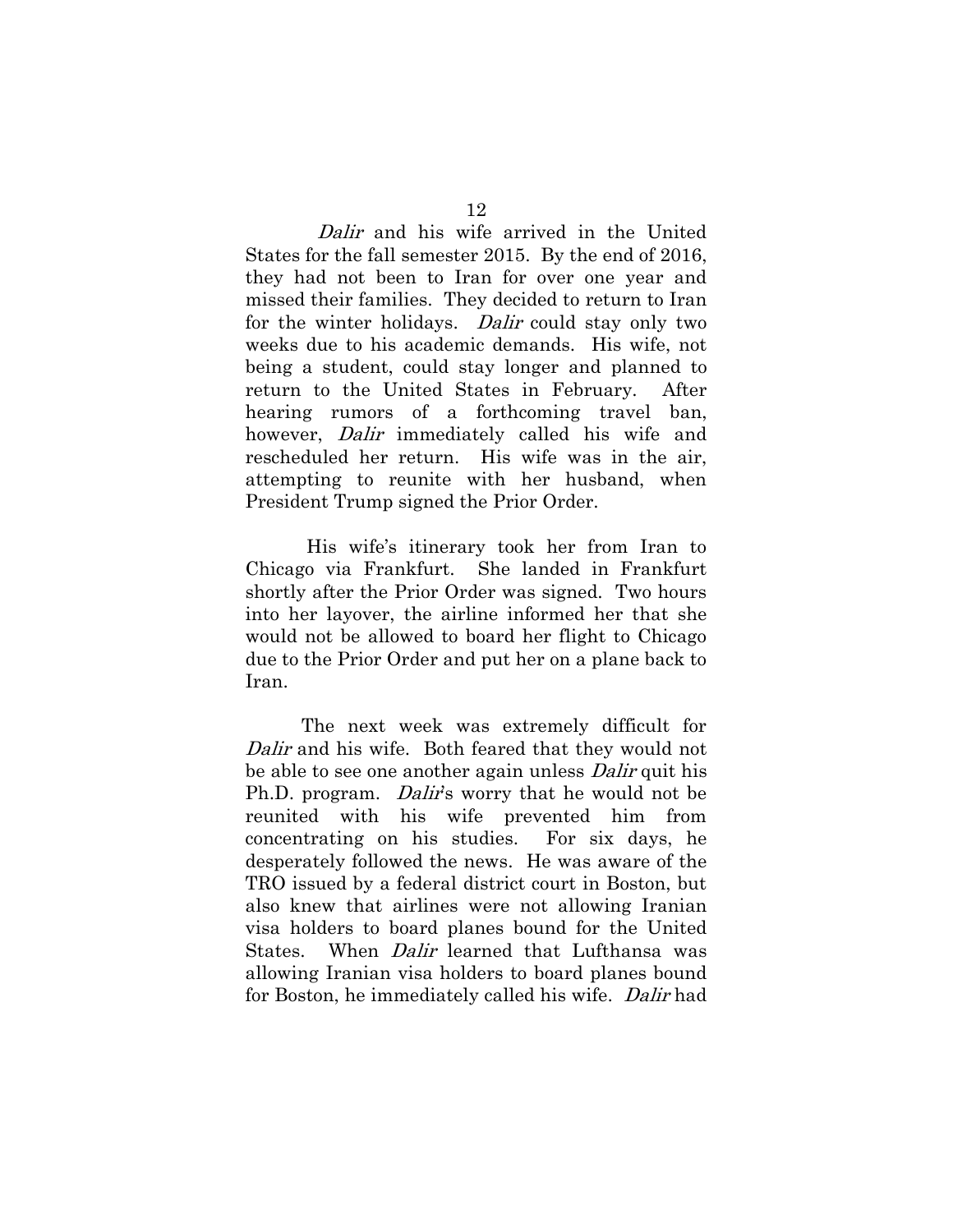*Dalir* and his wife arrived in the United States for the fall semester 2015. By the end of 2016, they had not been to Iran for over one year and missed their families. They decided to return to Iran for the winter holidays. *Dalir* could stay only two weeks due to his academic demands. His wife, not being a student, could stay longer and planned to return to the United States in February. After hearing rumors of a forthcoming travel ban, however, *Dalir* immediately called his wife and rescheduled her return. His wife was in the air, attempting to reunite with her husband, when President Trump signed the Prior Order.

His wife's itinerary took her from Iran to Chicago via Frankfurt. She landed in Frankfurt shortly after the Prior Order was signed. Two hours into her layover, the airline informed her that she would not be allowed to board her flight to Chicago due to the Prior Order and put her on a plane back to Iran.

The next week was extremely difficult for *Dalir* and his wife. Both feared that they would not be able to see one another again unless *Dalir* quit his Ph.D. program. *Dalir*'s worry that he would not be reunited with his wife prevented him from concentrating on his studies. For six days, he desperately followed the news. He was aware of the TRO issued by a federal district court in Boston, but also knew that airlines were not allowing Iranian visa holders to board planes bound for the United States. When *Dalir* learned that Lufthansa was allowing Iranian visa holders to board planes bound for Boston, he immediately called his wife. *Dalir* had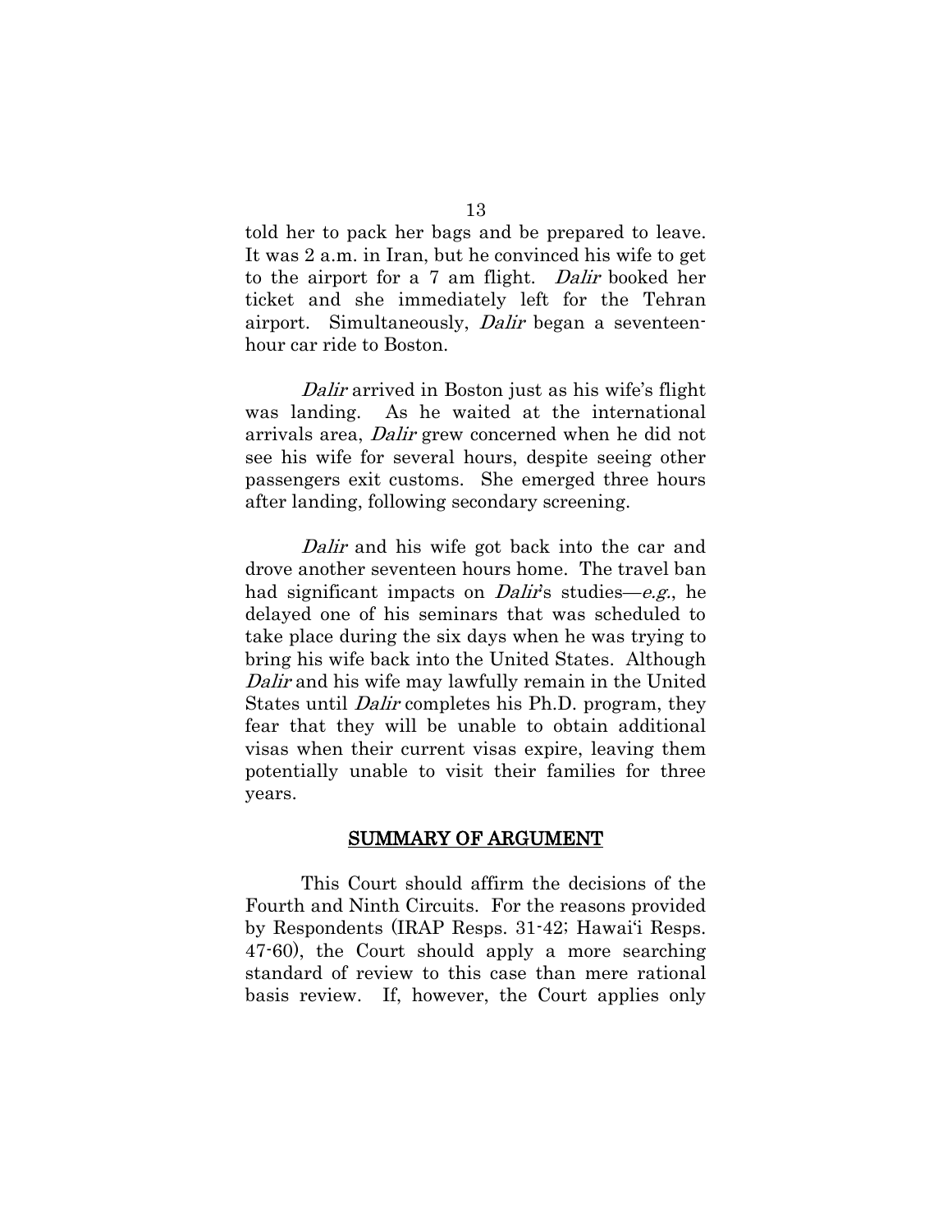told her to pack her bags and be prepared to leave. It was 2 a.m. in Iran, but he convinced his wife to get to the airport for a 7 am flight. *Dalir* booked her ticket and she immediately left for the Tehran airport. Simultaneously, *Dalir* began a seventeen-hour car ride to Boston.

*Dalir* arrived in Boston just as his wife's flight was landing. As he waited at the international arrivals area, *Dalir* grew concerned when he did not see his wife for several hours, despite seeing other passengers exit customs. She emerged three hours after landing, following secondary screening.

*Dalir* and his wife got back into the car and drove another seventeen hours home. The travel ban had significant impacts on *Dalir*'s studies—*e.g.*, he delayed one of his seminars that was scheduled to take place during the six days when he was trying to bring his wife back into the United States. Although *Dalir* and his wife may lawfully remain in the United States until *Dalir* completes his Ph.D. program, they fear that they will be unable to obtain additional visas when their current visas expire, leaving them potentially unable to visit their families for three years.

## SUMMARY OF ARGUMENT

This Court should affirm the decisions of the Fourth and Ninth Circuits. For the reasons provided by Respondents (IRAP Resps. 31-42; Hawai'i Resps. 47-60), the Court should apply a more searching standard of review to this case than mere rational basis review. If, however, the Court applies only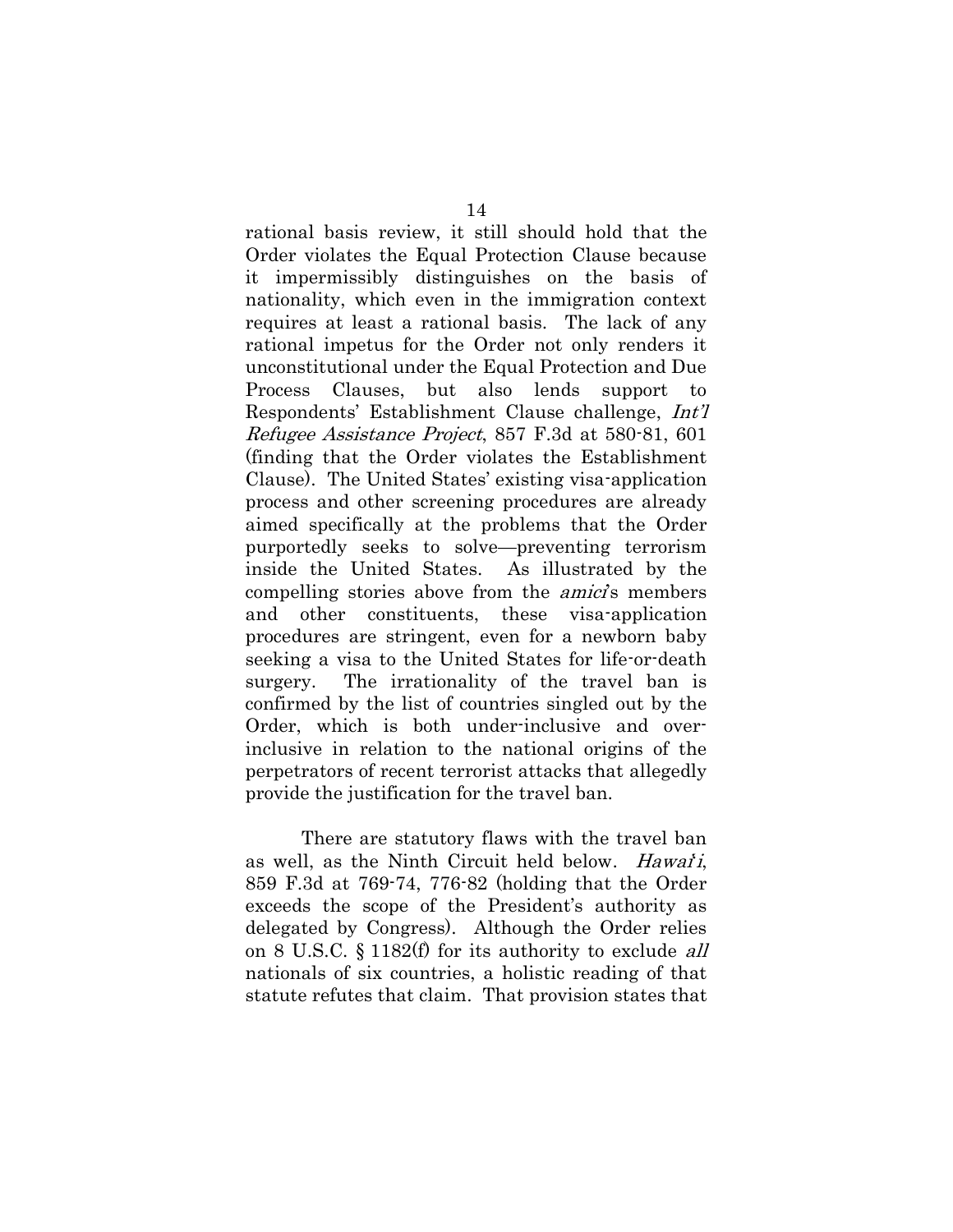rational basis review, it still should hold that the Order violates the Equal Protection Clause because it impermissibly distinguishes on the basis of nationality, which even in the immigration context requires at least a rational basis. The lack of any rational impetus for the Order not only renders it unconstitutional under the Equal Protection and Due Process Clauses, but also lends support to Respondents' Establishment Clause challenge, *Int'l Refugee Assistance Project*, 857 F.3d at 580-81, 601 (finding that the Order violates the Establishment Clause). The United States' existing visa-application process and other screening procedures are already aimed specifically at the problems that the Order purportedly seeks to solve—preventing terrorism inside the United States. As illustrated by the compelling stories above from the *amici*'s members and other constituents, these visa-application procedures are stringent, even for a newborn baby seeking a visa to the United States for life-or-death surgery. The irrationality of the travel ban is confirmed by the list of countries singled out by the Order, which is both under-inclusive and over-inclusive in relation to the national origins of the perpetrators of recent terrorist attacks that allegedly provide the justification for the travel ban.

There are statutory flaws with the travel ban as well, as the Ninth Circuit held below. *Hawai'i*, 859 F.3d at 769-74, 776-82 (holding that the Order exceeds the scope of the President's authority as delegated by Congress). Although the Order relies on 8 U.S.C. § 1182(f) for its authority to exclude *all* nationals of six countries, a holistic reading of that statute refutes that claim. That provision states that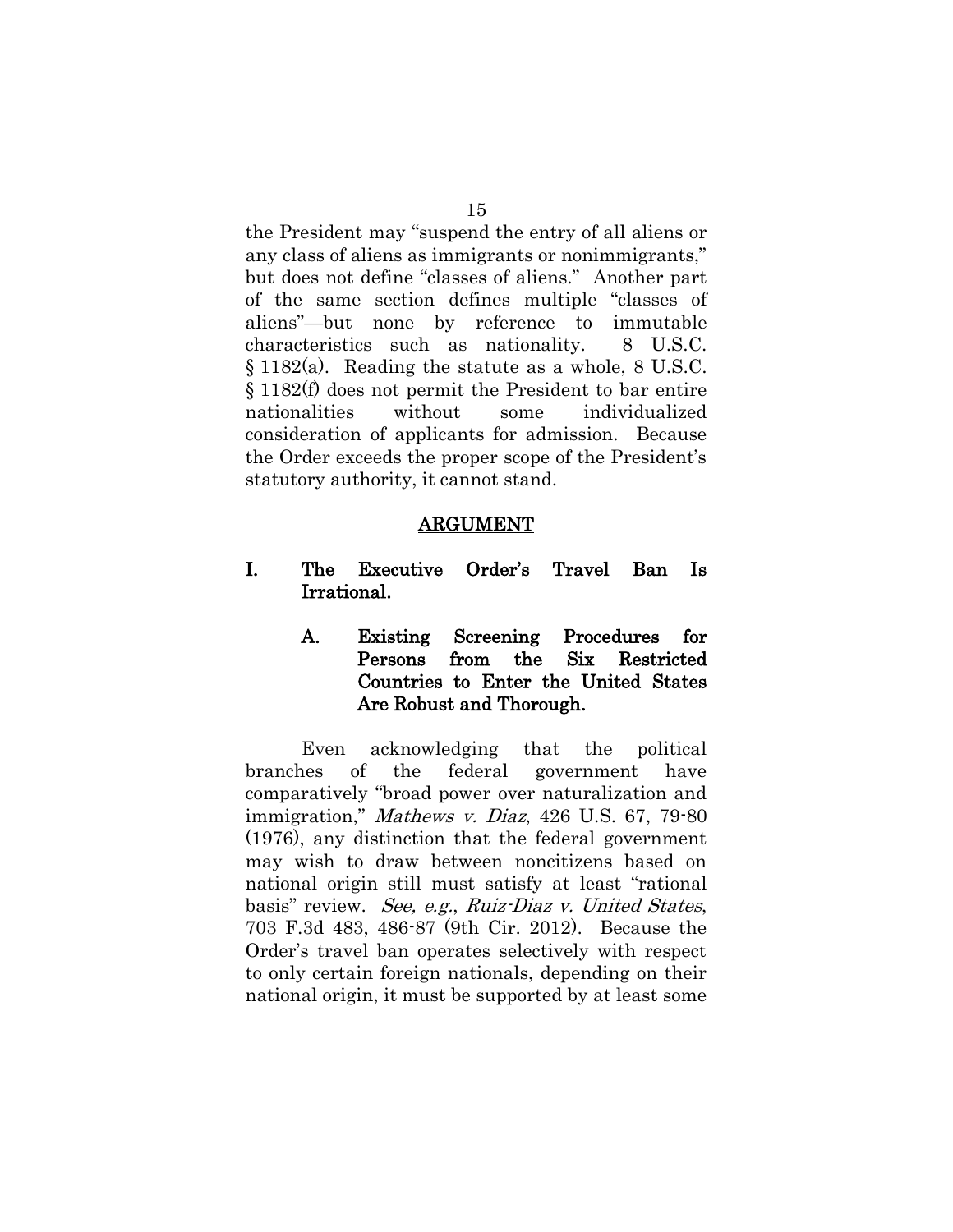the President may "suspend the entry of all aliens or any class of aliens as immigrants or nonimmigrants," but does not define "classes of aliens." Another part of the same section defines multiple "classes of aliens"—but none by reference to immutable characteristics such as nationality. 8 U.S.C. § 1182(a). Reading the statute as a whole, 8 U.S.C. § 1182(f) does not permit the President to bar entire nationalities without some individualized consideration of applicants for admission. Because the Order exceeds the proper scope of the President's statutory authority, it cannot stand.

## ARGUMENT

### I. The Executive Order's Travel Ban Is Irrational.

#### A. Existing Screening Procedures for Persons from the Six Restricted Countries to Enter the United States Are Robust and Thorough.

Even acknowledging that the political branches of the federal government have comparatively "broad power over naturalization and immigration," *Mathews v. Diaz*, 426 U.S. 67, 79-80 (1976), any distinction that the federal government may wish to draw between noncitizens based on national origin still must satisfy at least "rational basis" review. *See, e.g.*, *Ruiz-Diaz v. United States*, 703 F.3d 483, 486-87 (9th Cir. 2012). Because the Order's travel ban operates selectively with respect to only certain foreign nationals, depending on their national origin, it must be supported by at least some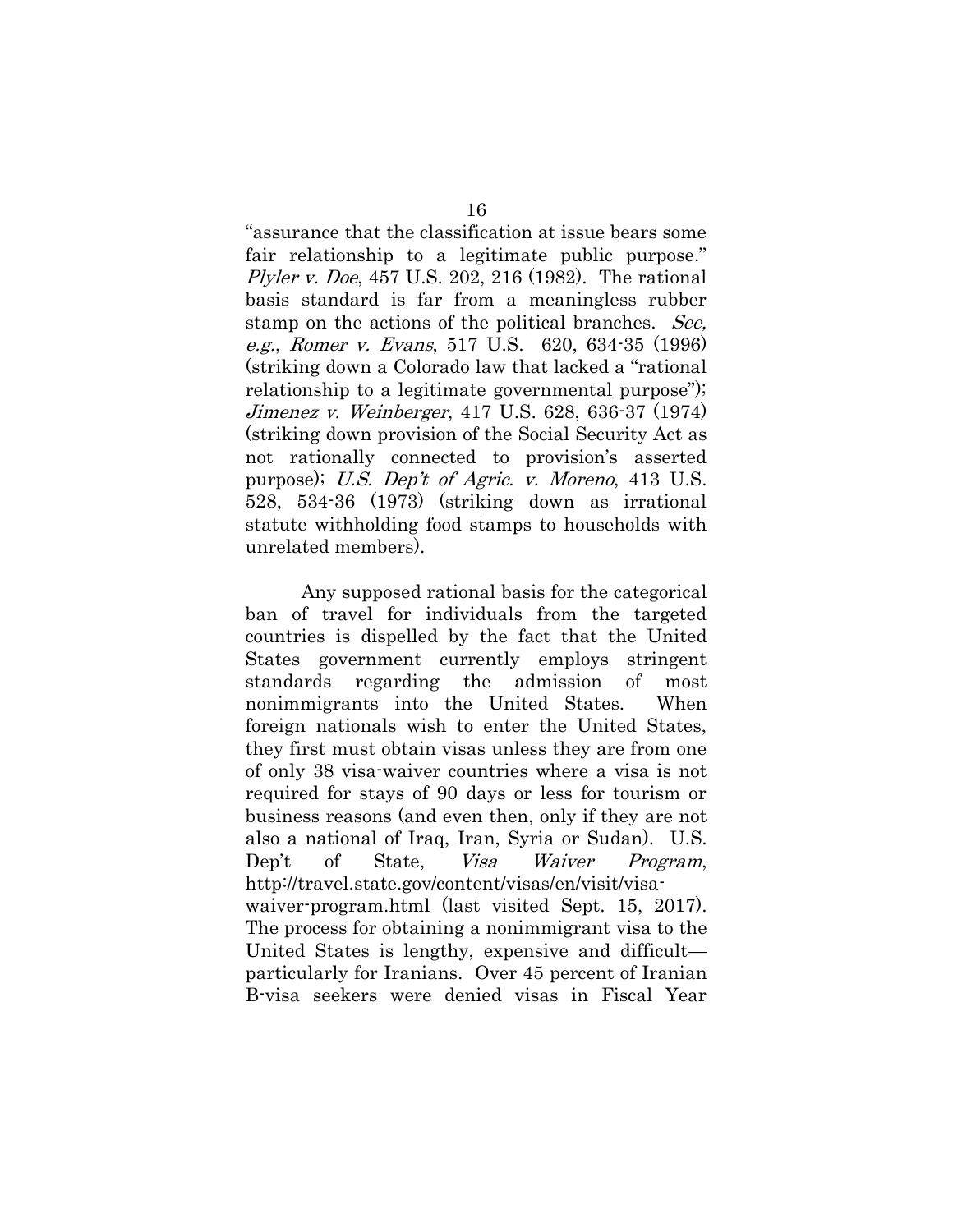"assurance that the classification at issue bears some fair relationship to a legitimate public purpose." *Plyler v. Doe*, 457 U.S. 202, 216 (1982). The rational basis standard is far from a meaningless rubber stamp on the actions of the political branches. *See, e.g.*, *Romer v. Evans*, 517 U.S. 620, 634-35 (1996) (striking down a Colorado law that lacked a "rational relationship to a legitimate governmental purpose"); *Jimenez v. Weinberger*, 417 U.S. 628, 636-37 (1974) (striking down provision of the Social Security Act as not rationally connected to provision's asserted purpose); *U.S. Dep't of Agric. v. Moreno*, 413 U.S. 528, 534-36 (1973) (striking down as irrational statute withholding food stamps to households with unrelated members).

Any supposed rational basis for the categorical ban of travel for individuals from the targeted countries is dispelled by the fact that the United States government currently employs stringent standards regarding the admission of most nonimmigrants into the United States. When foreign nationals wish to enter the United States, they first must obtain visas unless they are from one of only 38 visa-waiver countries where a visa is not required for stays of 90 days or less for tourism or business reasons (and even then, only if they are not also a national of Iraq, Iran, Syria or Sudan). U.S. Dep't of State, *Visa Waiver Program*, http://travel.state.gov/content/visas/en/visit/visa-waiver-program.html (last visited Sept. 15, 2017). The process for obtaining a nonimmigrant visa to the United States is lengthy, expensive and difficult—particularly for Iranians. Over 45 percent of Iranian B-visa seekers were denied visas in Fiscal Year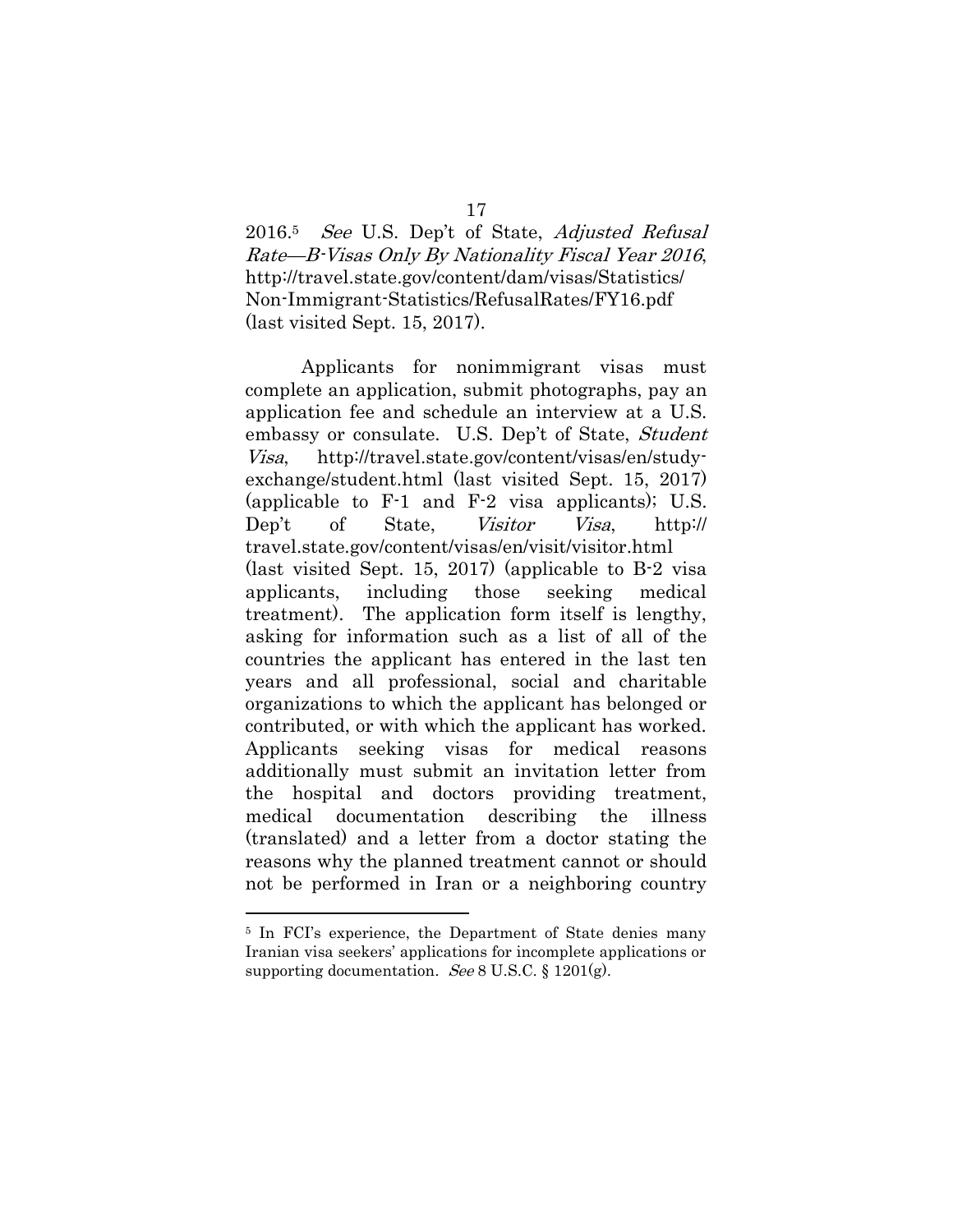2016.[5] *See* U.S. Dep't of State, *Adjusted Refusal Rate—B-Visas Only By Nationality Fiscal Year 2016*, http://travel.state.gov/content/dam/visas/Statistics/Non-Immigrant-Statistics/RefusalRates/FY16.pdf (last visited Sept. 15, 2017).

Applicants for nonimmigrant visas must complete an application, submit photographs, pay an application fee and schedule an interview at a U.S. embassy or consulate. U.S. Dep't of State, *Student Visa*, http://travel.state.gov/content/visas/en/study-exchange/student.html (last visited Sept. 15, 2017) (applicable to F-1 and F-2 visa applicants); U.S. Dep't of State, *Visitor Visa*, http://travel.state.gov/content/visas/en/visit/visitor.html (last visited Sept. 15, 2017) (applicable to B-2 visa applicants, including those seeking medical treatment). The application form itself is lengthy, asking for information such as a list of all of the countries the applicant has entered in the last ten years and all professional, social and charitable organizations to which the applicant has belonged or contributed, or with which the applicant has worked. Applicants seeking visas for medical reasons additionally must submit an invitation letter from the hospital and doctors providing treatment, medical documentation describing the illness (translated) and a letter from a doctor stating the reasons why the planned treatment cannot or should not be performed in Iran or a neighboring country

---

[5] In FCI's experience, the Department of State denies many Iranian visa seekers' applications for incomplete applications or supporting documentation. *See* 8 U.S.C. § 1201(g).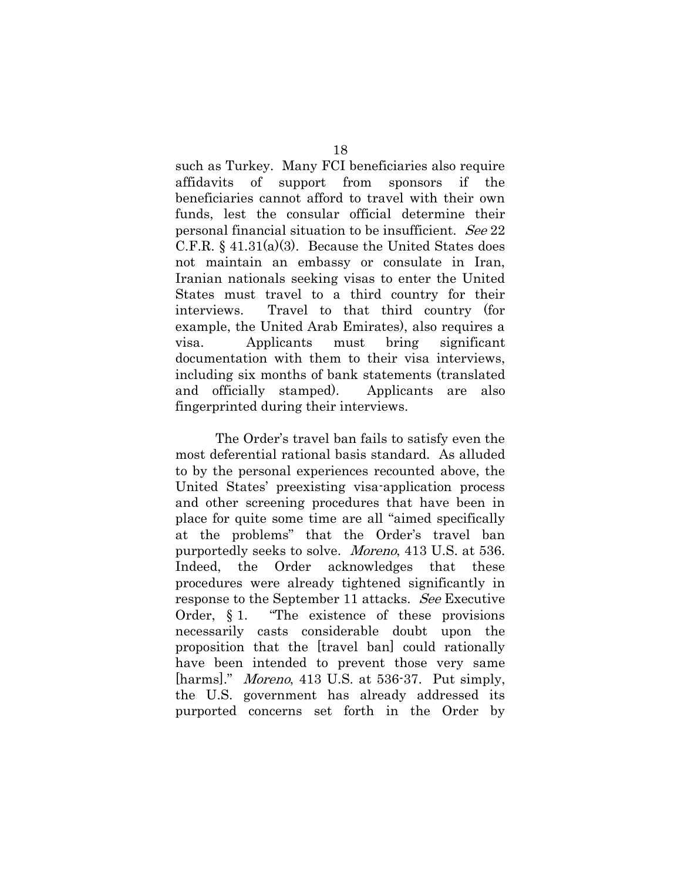such as Turkey. Many FCI beneficiaries also require affidavits of support from sponsors if the beneficiaries cannot afford to travel with their own funds, lest the consular official determine their personal financial situation to be insufficient. *See* 22 C.F.R. § 41.31(a)(3). Because the United States does not maintain an embassy or consulate in Iran, Iranian nationals seeking visas to enter the United States must travel to a third country for their interviews. Travel to that third country (for example, the United Arab Emirates), also requires a visa. Applicants must bring significant documentation with them to their visa interviews, including six months of bank statements (translated and officially stamped). Applicants are also fingerprinted during their interviews.

The Order's travel ban fails to satisfy even the most deferential rational basis standard. As alluded to by the personal experiences recounted above, the United States' preexisting visa-application process and other screening procedures that have been in place for quite some time are all "aimed specifically at the problems" that the Order's travel ban purportedly seeks to solve. *Moreno*, 413 U.S. at 536. Indeed, the Order acknowledges that these procedures were already tightened significantly in response to the September 11 attacks. *See* Executive Order, § 1. "The existence of these provisions necessarily casts considerable doubt upon the proposition that the [travel ban] could rationally have been intended to prevent those very same [harms]." *Moreno*, 413 U.S. at 536-37. Put simply, the U.S. government has already addressed its purported concerns set forth in the Order by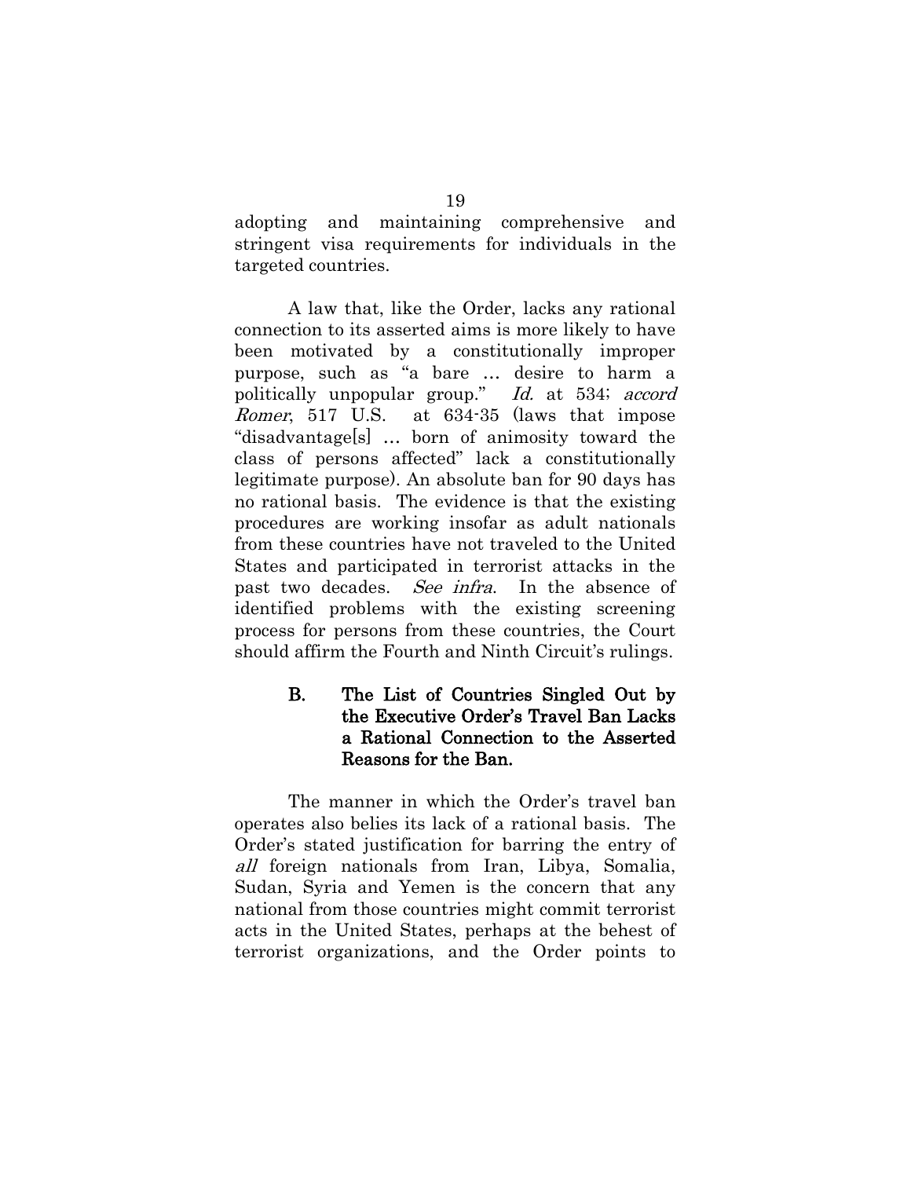adopting and maintaining comprehensive and stringent visa requirements for individuals in the targeted countries.

A law that, like the Order, lacks any rational connection to its asserted aims is more likely to have been motivated by a constitutionally improper purpose, such as "a bare … desire to harm a politically unpopular group." *Id.* at 534; *accord Romer*, 517 U.S. at 634-35 (laws that impose "disadvantage[s] … born of animosity toward the class of persons affected" lack a constitutionally legitimate purpose). An absolute ban for 90 days has no rational basis. The evidence is that the existing procedures are working insofar as adult nationals from these countries have not traveled to the United States and participated in terrorist attacks in the past two decades. *See infra*. In the absence of identified problems with the existing screening process for persons from these countries, the Court should affirm the Fourth and Ninth Circuit's rulings.

### B. The List of Countries Singled Out by the Executive Order's Travel Ban Lacks a Rational Connection to the Asserted Reasons for the Ban.

The manner in which the Order's travel ban operates also belies its lack of a rational basis. The Order's stated justification for barring the entry of *all* foreign nationals from Iran, Libya, Somalia, Sudan, Syria and Yemen is the concern that any national from those countries might commit terrorist acts in the United States, perhaps at the behest of terrorist organizations, and the Order points to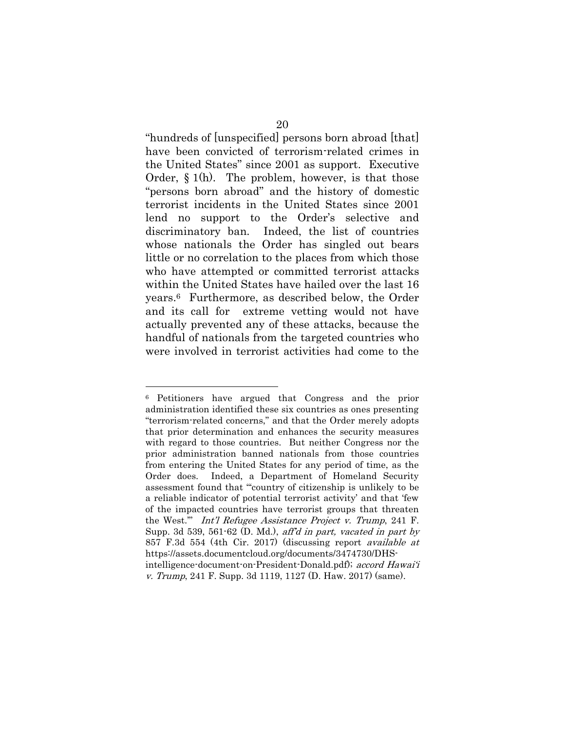"hundreds of [unspecified] persons born abroad [that] have been convicted of terrorism-related crimes in the United States" since 2001 as support. Executive Order, § 1(h). The problem, however, is that those "persons born abroad" and the history of domestic terrorist incidents in the United States since 2001 lend no support to the Order's selective and discriminatory ban. Indeed, the list of countries whose nationals the Order has singled out bears little or no correlation to the places from which those who have attempted or committed terrorist attacks within the United States have hailed over the last 16 years.[6] Furthermore, as described below, the Order and its call for extreme vetting would not have actually prevented any of these attacks, because the handful of nationals from the targeted countries who were involved in terrorist activities had come to the

---

[6] Petitioners have argued that Congress and the prior administration identified these six countries as ones presenting "terrorism-related concerns," and that the Order merely adopts that prior determination and enhances the security measures with regard to those countries. But neither Congress nor the prior administration banned nationals from those countries from entering the United States for any period of time, as the Order does. Indeed, a Department of Homeland Security assessment found that "'country of citizenship is unlikely to be a reliable indicator of potential terrorist activity' and that 'few of the impacted countries have terrorist groups that threaten the West.'" *Int'l Refugee Assistance Project v. Trump*, 241 F. Supp. 3d 539, 561-62 (D. Md.), *aff'd in part, vacated in part by* 857 F.3d 554 (4th Cir. 2017) (discussing report *available at* https://assets.documentcloud.org/documents/3474730/DHS-intelligence-document-on-President-Donald.pdf); *accord Hawai'i v. Trump*, 241 F. Supp. 3d 1119, 1127 (D. Haw. 2017) (same).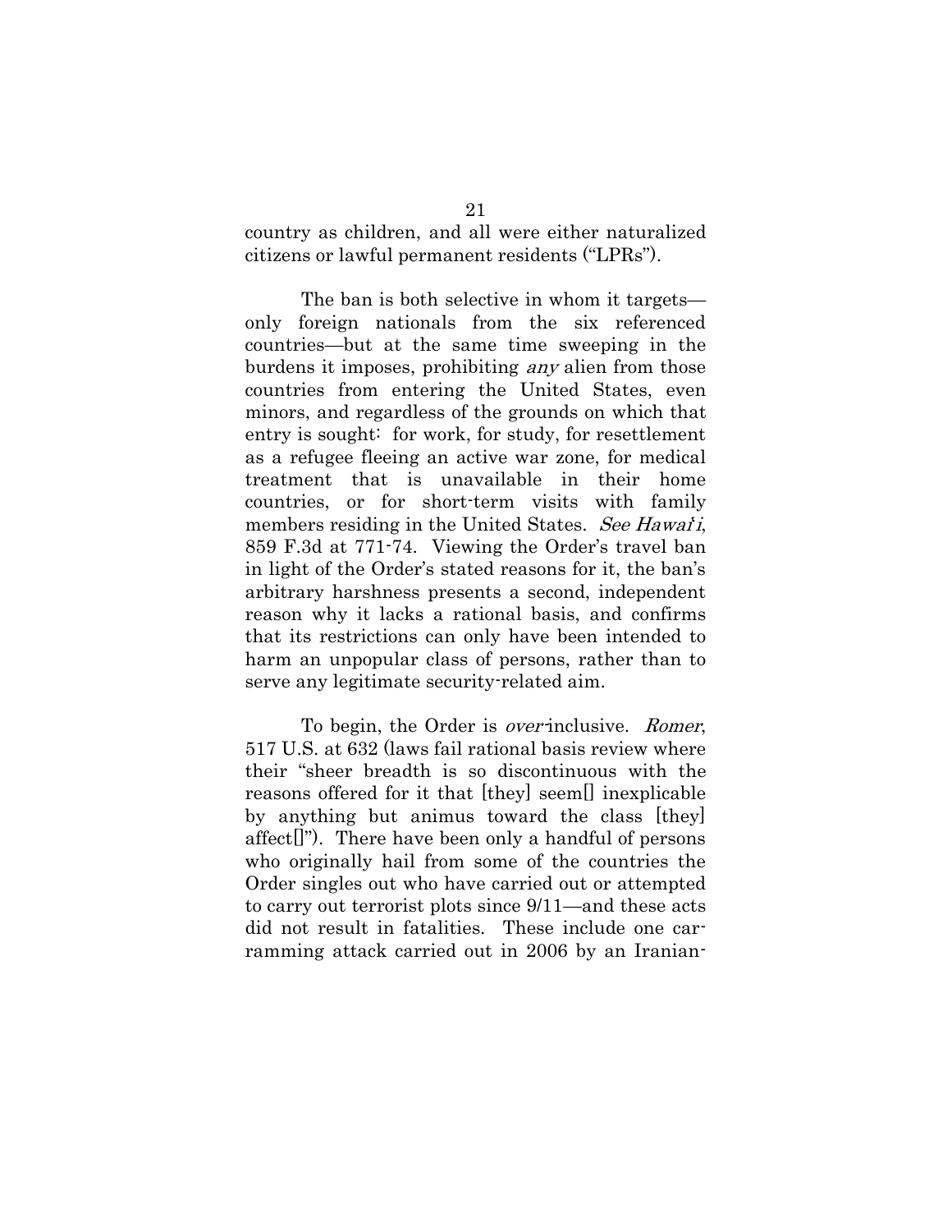country as children, and all were either naturalized citizens or lawful permanent residents ("LPRs").

The ban is both selective in whom it targets—only foreign nationals from the six referenced countries—but at the same time sweeping in the burdens it imposes, prohibiting *any* alien from those countries from entering the United States, even minors, and regardless of the grounds on which that entry is sought: for work, for study, for resettlement as a refugee fleeing an active war zone, for medical treatment that is unavailable in their home countries, or for short-term visits with family members residing in the United States. *See Hawai'i*, 859 F.3d at 771-74. Viewing the Order's travel ban in light of the Order's stated reasons for it, the ban's arbitrary harshness presents a second, independent reason why it lacks a rational basis, and confirms that its restrictions can only have been intended to harm an unpopular class of persons, rather than to serve any legitimate security-related aim.

To begin, the Order is *over*-inclusive. *Romer*, 517 U.S. at 632 (laws fail rational basis review where their "sheer breadth is so discontinuous with the reasons offered for it that [they] seem[] inexplicable by anything but animus toward the class [they] affect[]"). There have been only a handful of persons who originally hail from some of the countries the Order singles out who have carried out or attempted to carry out terrorist plots since 9/11—and these acts did not result in fatalities. These include one car-ramming attack carried out in 2006 by an Iranian-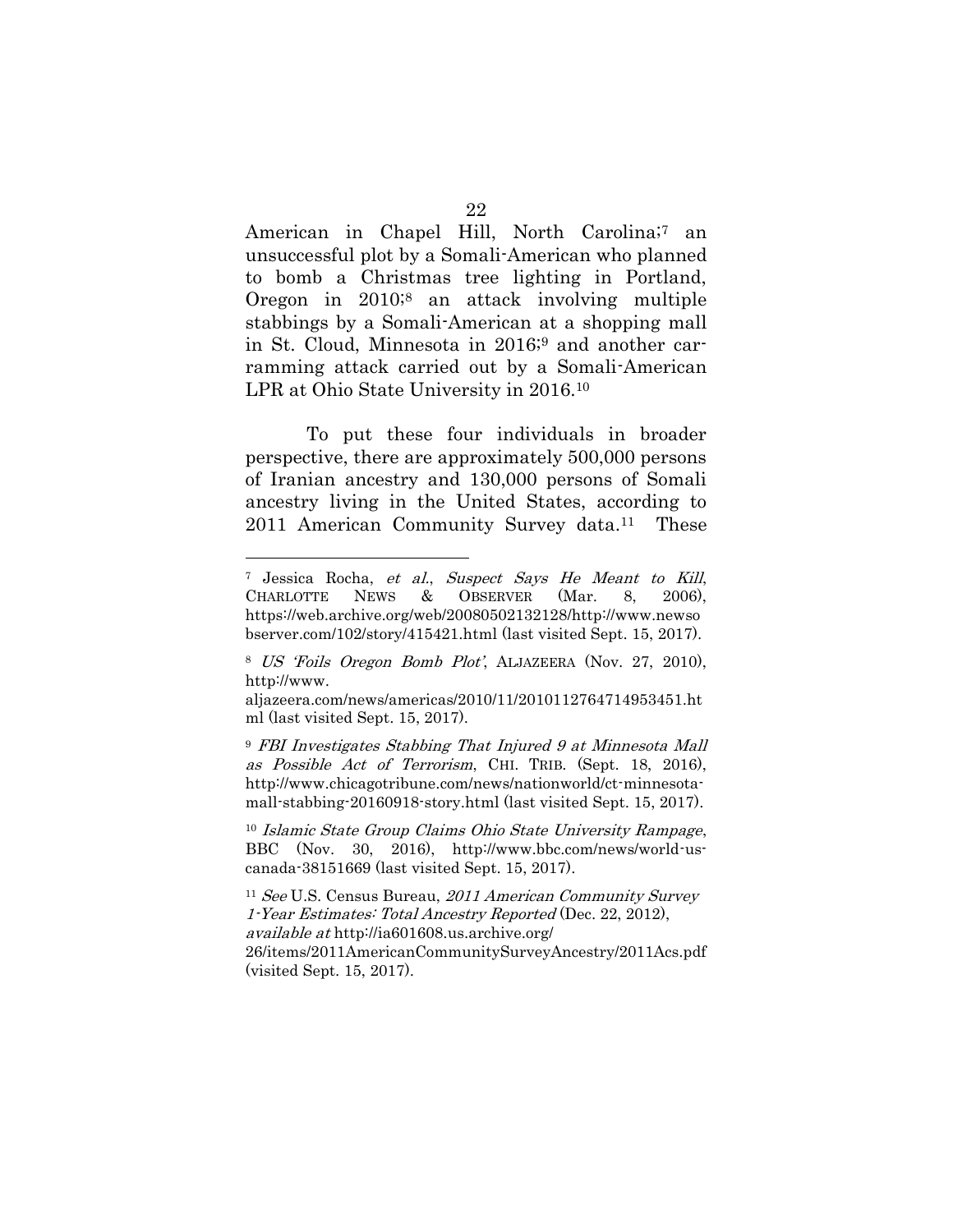American in Chapel Hill, North Carolina;[7] an unsuccessful plot by a Somali-American who planned to bomb a Christmas tree lighting in Portland, Oregon in 2010;[8] an attack involving multiple stabbings by a Somali-American at a shopping mall in St. Cloud, Minnesota in 2016;[9] and another car-ramming attack carried out by a Somali-American LPR at Ohio State University in 2016.[10]

To put these four individuals in broader perspective, there are approximately 500,000 persons of Iranian ancestry and 130,000 persons of Somali ancestry living in the United States, according to 2011 American Community Survey data.[11] These

---

[7] Jessica Rocha, *et al.*, *Suspect Says He Meant to Kill*, CHARLOTTE NEWS & OBSERVER (Mar. 8, 2006), https://web.archive.org/web/20080502132128/http://www.newsobserver.com/102/story/415421.html (last visited Sept. 15, 2017).

[8] *US 'Foils Oregon Bomb Plot'*, ALJAZEERA (Nov. 27, 2010), http://www.aljazeera.com/news/americas/2010/11/2010112764714953451.html (last visited Sept. 15, 2017).

[9] *FBI Investigates Stabbing That Injured 9 at Minnesota Mall as Possible Act of Terrorism*, CHI. TRIB. (Sept. 18, 2016), http://www.chicagotribune.com/news/nationworld/ct-minnesota-mall-stabbing-20160918-story.html (last visited Sept. 15, 2017).

[10] *Islamic State Group Claims Ohio State University Rampage*, BBC (Nov. 30, 2016), http://www.bbc.com/news/world-us-canada-38151669 (last visited Sept. 15, 2017).

[11] *See* U.S. Census Bureau, *2011 American Community Survey 1-Year Estimates: Total Ancestry Reported* (Dec. 22, 2012), *available at* http://ia601608.us.archive.org/26/items/2011AmericanCommunitySurveyAncestry/2011Acs.pdf (visited Sept. 15, 2017).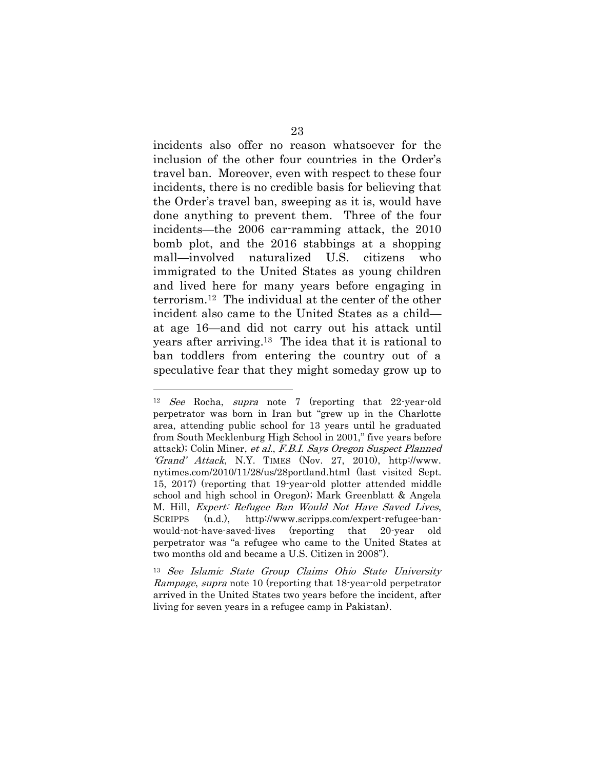incidents also offer no reason whatsoever for the inclusion of the other four countries in the Order's travel ban. Moreover, even with respect to these four incidents, there is no credible basis for believing that the Order's travel ban, sweeping as it is, would have done anything to prevent them. Three of the four incidents—the 2006 car-ramming attack, the 2010 bomb plot, and the 2016 stabbings at a shopping mall—involved naturalized U.S. citizens who immigrated to the United States as young children and lived here for many years before engaging in terrorism.[12] The individual at the center of the other incident also came to the United States as a child—at age 16—and did not carry out his attack until years after arriving.[13] The idea that it is rational to ban toddlers from entering the country out of a speculative fear that they might someday grow up to

---

[12] *See* Rocha, *supra* note 7 (reporting that 22-year-old perpetrator was born in Iran but "grew up in the Charlotte area, attending public school for 13 years until he graduated from South Mecklenburg High School in 2001," five years before attack); Colin Miner, *et al.*, *F.B.I. Says Oregon Suspect Planned 'Grand' Attack*, N.Y. TIMES (Nov. 27, 2010), http://www.nytimes.com/2010/11/28/us/28portland.html (last visited Sept. 15, 2017) (reporting that 19-year-old plotter attended middle school and high school in Oregon); Mark Greenblatt & Angela M. Hill, *Expert: Refugee Ban Would Not Have Saved Lives*, SCRIPPS (n.d.), http://www.scripps.com/expert-refugee-ban-would-not-have-saved-lives (reporting that 20-year old perpetrator was "a refugee who came to the United States at two months old and became a U.S. Citizen in 2008").

[13] *See Islamic State Group Claims Ohio State University Rampage*, *supra* note 10 (reporting that 18-year-old perpetrator arrived in the United States two years before the incident, after living for seven years in a refugee camp in Pakistan).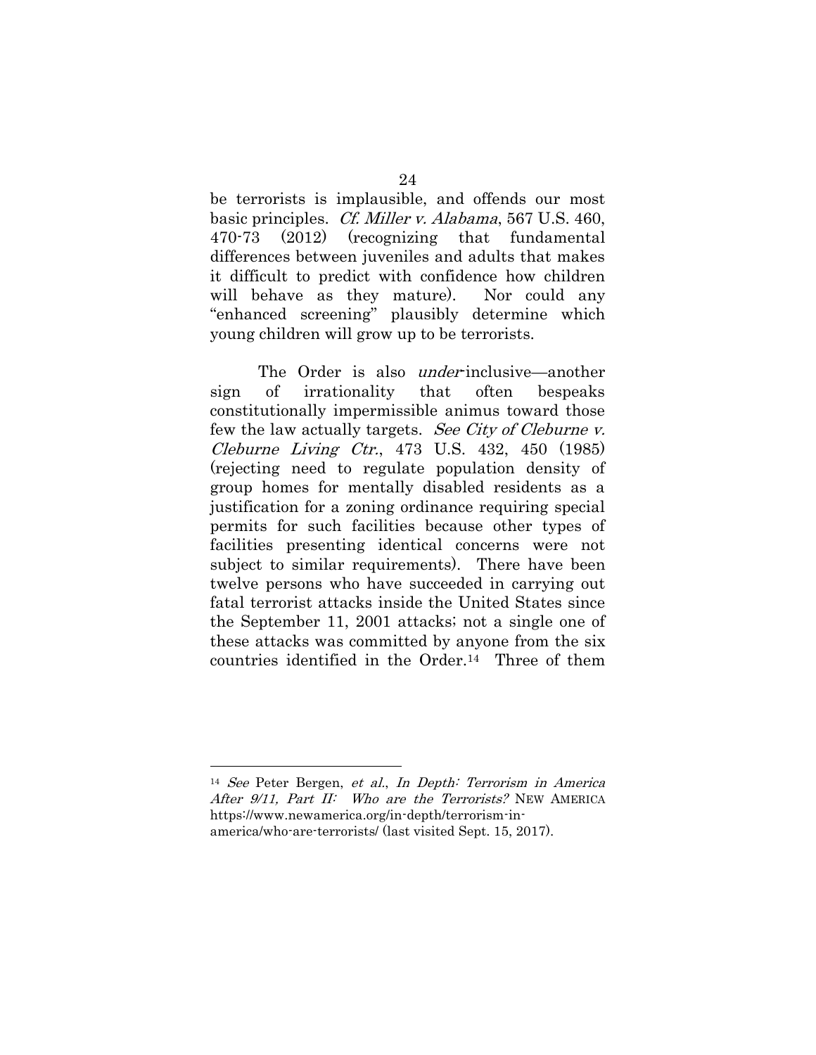be terrorists is implausible, and offends our most basic principles. *Cf. Miller v. Alabama*, 567 U.S. 460, 470-73 (2012) (recognizing that fundamental differences between juveniles and adults that makes it difficult to predict with confidence how children will behave as they mature). Nor could any "enhanced screening" plausibly determine which young children will grow up to be terrorists.

The Order is also *under*-inclusive—another sign of irrationality that often bespeaks constitutionally impermissible animus toward those few the law actually targets. *See City of Cleburne v. Cleburne Living Ctr.*, 473 U.S. 432, 450 (1985) (rejecting need to regulate population density of group homes for mentally disabled residents as a justification for a zoning ordinance requiring special permits for such facilities because other types of facilities presenting identical concerns were not subject to similar requirements). There have been twelve persons who have succeeded in carrying out fatal terrorist attacks inside the United States since the September 11, 2001 attacks; not a single one of these attacks was committed by anyone from the six countries identified in the Order.[14] Three of them

---

[14] *See* Peter Bergen, *et al.*, *In Depth: Terrorism in America After 9/11, Part II: Who are the Terrorists?* NEW AMERICA https://www.newamerica.org/in-depth/terrorism-in-america/who-are-terrorists/ (last visited Sept. 15, 2017).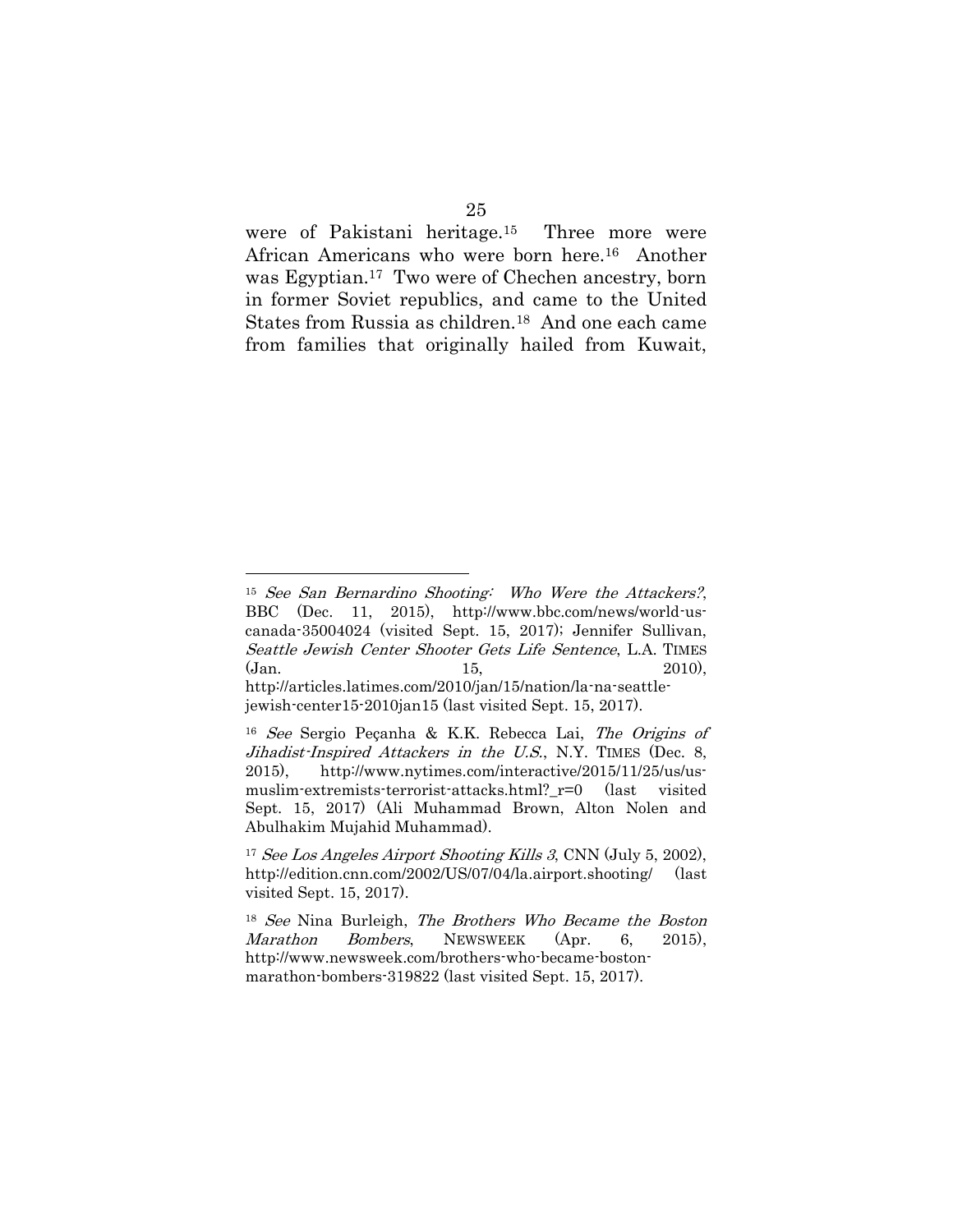were of Pakistani heritage.[15] Three more were African Americans who were born here.[16] Another was Egyptian.[17] Two were of Chechen ancestry, born in former Soviet republics, and came to the United States from Russia as children.[18] And one each came from families that originally hailed from Kuwait,

---

[15] *See San Bernardino Shooting: Who Were the Attackers?*, BBC (Dec. 11, 2015), http://www.bbc.com/news/world-us-canada-35004024 (visited Sept. 15, 2017); Jennifer Sullivan, *Seattle Jewish Center Shooter Gets Life Sentence*, L.A. TIMES (Jan. 15, 2010), http://articles.latimes.com/2010/jan/15/nation/la-na-seattle-jewish-center15-2010jan15 (last visited Sept. 15, 2017).

[16] *See* Sergio Peçanha & K.K. Rebecca Lai, *The Origins of Jihadist-Inspired Attackers in the U.S.*, N.Y. TIMES (Dec. 8, 2015), http://www.nytimes.com/interactive/2015/11/25/us/us-muslim-extremists-terrorist-attacks.html?_r=0 (last visited Sept. 15, 2017) (Ali Muhammad Brown, Alton Nolen and Abulhakim Mujahid Muhammad).

[17] *See Los Angeles Airport Shooting Kills 3*, CNN (July 5, 2002), http://edition.cnn.com/2002/US/07/04/la.airport.shooting/ (last visited Sept. 15, 2017).

[18] *See* Nina Burleigh, *The Brothers Who Became the Boston Marathon Bombers*, NEWSWEEK (Apr. 6, 2015), http://www.newsweek.com/brothers-who-became-boston-marathon-bombers-319822 (last visited Sept. 15, 2017).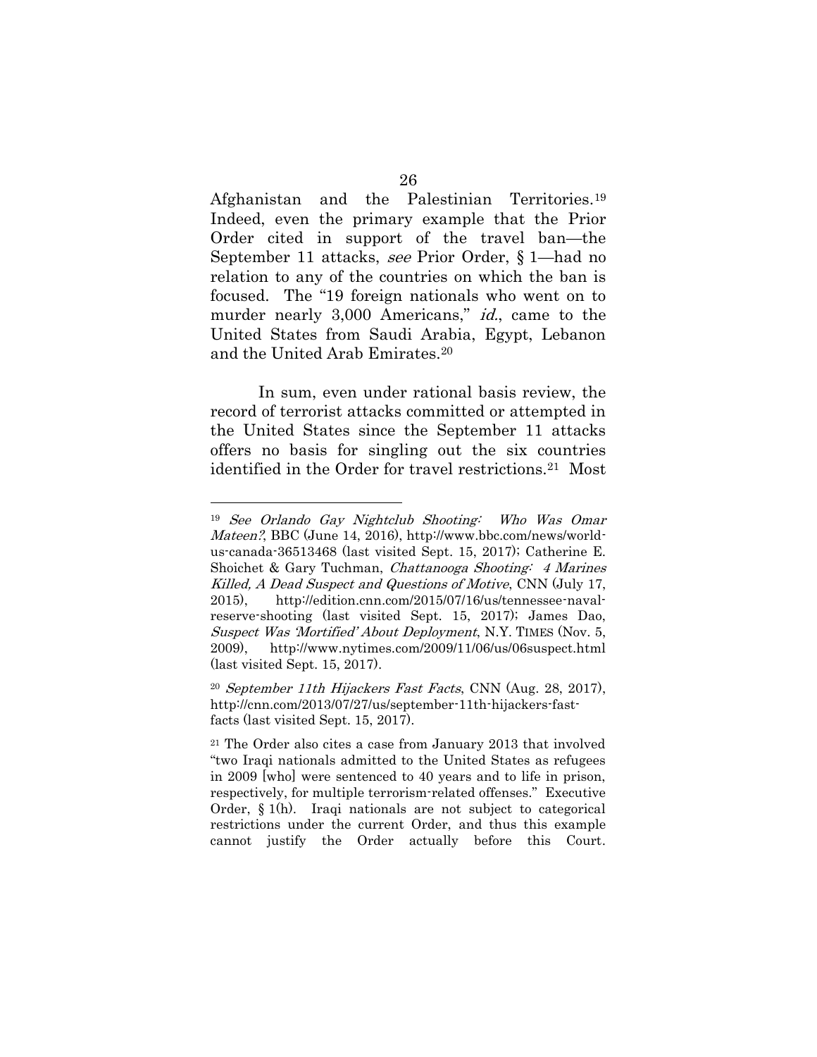Afghanistan and the Palestinian Territories.[19] Indeed, even the primary example that the Prior Order cited in support of the travel ban—the September 11 attacks, *see* Prior Order, § 1—had no relation to any of the countries on which the ban is focused. The "19 foreign nationals who went on to murder nearly 3,000 Americans," *id.*, came to the United States from Saudi Arabia, Egypt, Lebanon and the United Arab Emirates.[20]

In sum, even under rational basis review, the record of terrorist attacks committed or attempted in the United States since the September 11 attacks offers no basis for singling out the six countries identified in the Order for travel restrictions.[21] Most

---

[19] *See Orlando Gay Nightclub Shooting: Who Was Omar Mateen?*, BBC (June 14, 2016), http://www.bbc.com/news/world-us-canada-36513468 (last visited Sept. 15, 2017); Catherine E. Shoichet & Gary Tuchman, *Chattanooga Shooting: 4 Marines Killed, A Dead Suspect and Questions of Motive*, CNN (July 17, 2015), http://edition.cnn.com/2015/07/16/us/tennessee-naval-reserve-shooting (last visited Sept. 15, 2017); James Dao, *Suspect Was 'Mortified' About Deployment*, N.Y. TIMES (Nov. 5, 2009), http://www.nytimes.com/2009/11/06/us/06suspect.html (last visited Sept. 15, 2017).

[20] *September 11th Hijackers Fast Facts*, CNN (Aug. 28, 2017), http://cnn.com/2013/07/27/us/september-11th-hijackers-fast-facts (last visited Sept. 15, 2017).

[21] The Order also cites a case from January 2013 that involved "two Iraqi nationals admitted to the United States as refugees in 2009 [who] were sentenced to 40 years and to life in prison, respectively, for multiple terrorism-related offenses." Executive Order, § 1(h). Iraqi nationals are not subject to categorical restrictions under the current Order, and thus this example cannot justify the Order actually before this Court.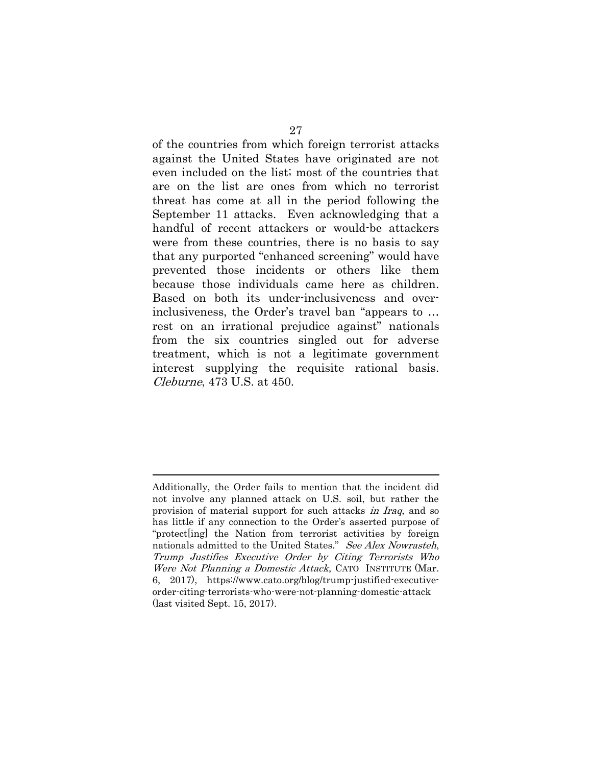of the countries from which foreign terrorist attacks against the United States have originated are not even included on the list; most of the countries that are on the list are ones from which no terrorist threat has come at all in the period following the September 11 attacks. Even acknowledging that a handful of recent attackers or would-be attackers were from these countries, there is no basis to say that any purported "enhanced screening" would have prevented those incidents or others like them because those individuals came here as children. Based on both its under-inclusiveness and over-inclusiveness, the Order's travel ban "appears to … rest on an irrational prejudice against" nationals from the six countries singled out for adverse treatment, which is not a legitimate government interest supplying the requisite rational basis. *Cleburne*, 473 U.S. at 450.

---

Additionally, the Order fails to mention that the incident did not involve any planned attack on U.S. soil, but rather the provision of material support for such attacks *in Iraq*, and so has little if any connection to the Order's asserted purpose of "protect[ing] the Nation from terrorist activities by foreign nationals admitted to the United States." *See Alex Nowrasteh*, *Trump Justifies Executive Order by Citing Terrorists Who Were Not Planning a Domestic Attack*, CATO INSTITUTE (Mar. 6, 2017), https://www.cato.org/blog/trump-justified-executive-order-citing-terrorists-who-were-not-planning-domestic-attack (last visited Sept. 15, 2017).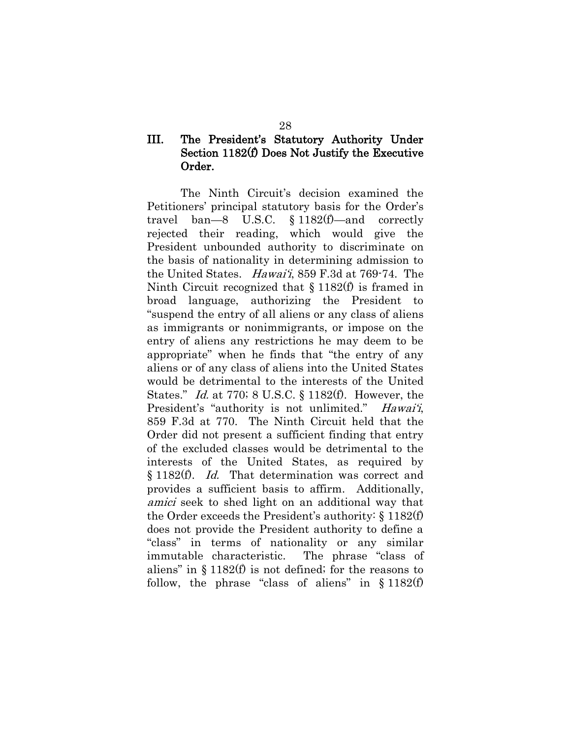## III. The President's Statutory Authority Under Section 1182(f) Does Not Justify the Executive Order.

The Ninth Circuit's decision examined the Petitioners' principal statutory basis for the Order's travel ban—8 U.S.C. § 1182(f)—and correctly rejected their reading, which would give the President unbounded authority to discriminate on the basis of nationality in determining admission to the United States. *Hawai'i*, 859 F.3d at 769-74. The Ninth Circuit recognized that § 1182(f) is framed in broad language, authorizing the President to "suspend the entry of all aliens or any class of aliens as immigrants or nonimmigrants, or impose on the entry of aliens any restrictions he may deem to be appropriate" when he finds that "the entry of any aliens or of any class of aliens into the United States would be detrimental to the interests of the United States." *Id.* at 770; 8 U.S.C. § 1182(f). However, the President's "authority is not unlimited." *Hawai'i*, 859 F.3d at 770. The Ninth Circuit held that the Order did not present a sufficient finding that entry of the excluded classes would be detrimental to the interests of the United States, as required by § 1182(f). *Id.* That determination was correct and provides a sufficient basis to affirm. Additionally, *amici* seek to shed light on an additional way that the Order exceeds the President's authority: § 1182(f) does not provide the President authority to define a "class" in terms of nationality or any similar immutable characteristic. The phrase "class of aliens" in § 1182(f) is not defined; for the reasons to follow, the phrase "class of aliens" in § 1182(f)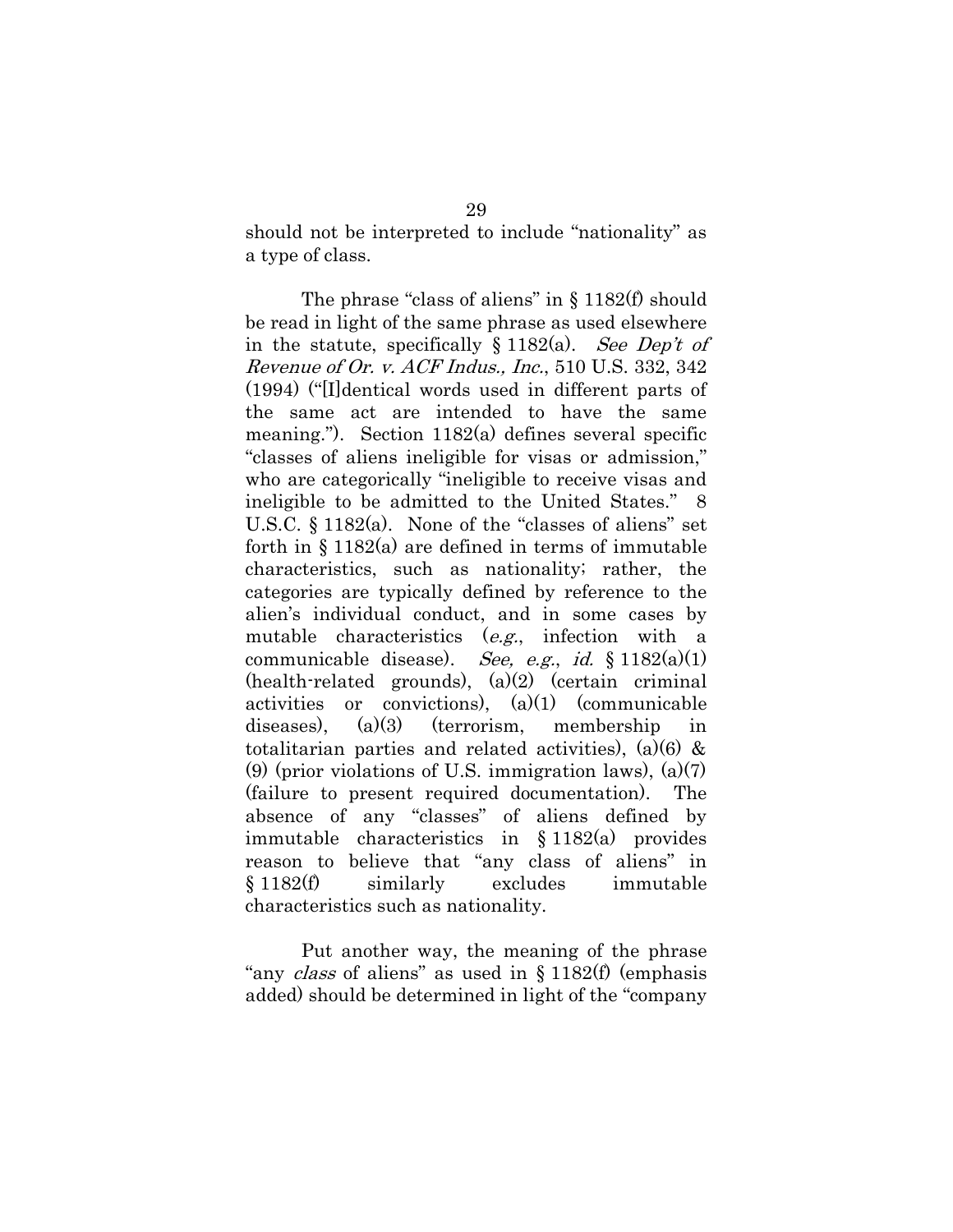should not be interpreted to include "nationality" as a type of class.

The phrase "class of aliens" in § 1182(f) should be read in light of the same phrase as used elsewhere in the statute, specifically § 1182(a). *See Dep't of Revenue of Or. v. ACF Indus., Inc.*, 510 U.S. 332, 342 (1994) ("[I]dentical words used in different parts of the same act are intended to have the same meaning."). Section 1182(a) defines several specific "classes of aliens ineligible for visas or admission," who are categorically "ineligible to receive visas and ineligible to be admitted to the United States." 8 U.S.C. § 1182(a). None of the "classes of aliens" set forth in § 1182(a) are defined in terms of immutable characteristics, such as nationality; rather, the categories are typically defined by reference to the alien's individual conduct, and in some cases by mutable characteristics (*e.g.*, infection with a communicable disease). *See, e.g.*, *id.* § 1182(a)(1) (health-related grounds), (a)(2) (certain criminal activities or convictions), (a)(1) (communicable diseases), (a)(3) (terrorism, membership in totalitarian parties and related activities), (a)(6) & (9) (prior violations of U.S. immigration laws), (a)(7) (failure to present required documentation). The absence of any "classes" of aliens defined by immutable characteristics in § 1182(a) provides reason to believe that "any class of aliens" in § 1182(f) similarly excludes immutable characteristics such as nationality.

Put another way, the meaning of the phrase "any *class* of aliens" as used in § 1182(f) (emphasis added) should be determined in light of the "company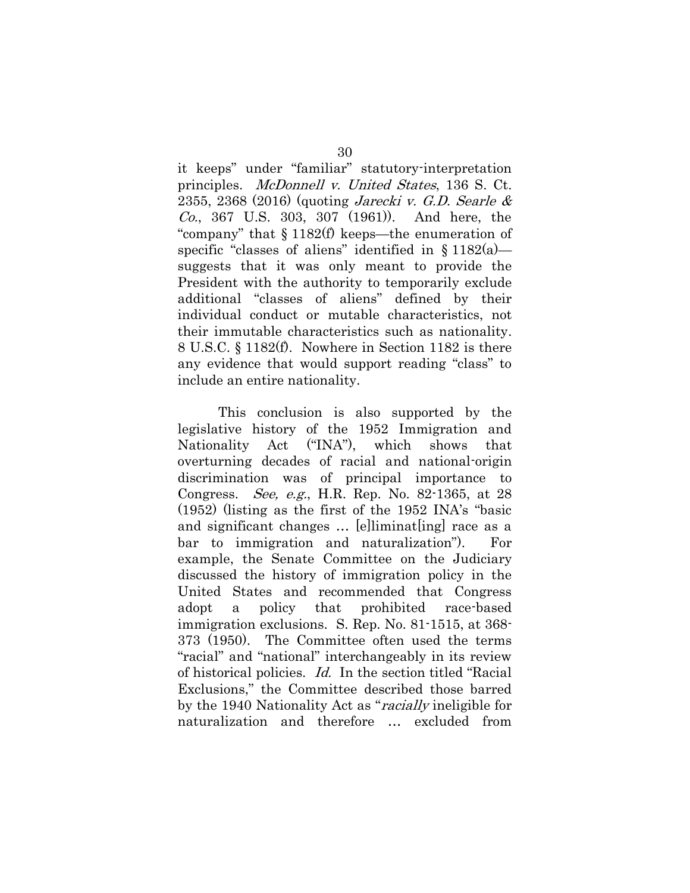it keeps" under "familiar" statutory-interpretation principles. *McDonnell v. United States*, 136 S. Ct. 2355, 2368 (2016) (quoting *Jarecki v. G.D. Searle & Co.*, 367 U.S. 303, 307 (1961)). And here, the "company" that § 1182(f) keeps—the enumeration of specific "classes of aliens" identified in § 1182(a)—suggests that it was only meant to provide the President with the authority to temporarily exclude additional "classes of aliens" defined by their individual conduct or mutable characteristics, not their immutable characteristics such as nationality. 8 U.S.C. § 1182(f). Nowhere in Section 1182 is there any evidence that would support reading "class" to include an entire nationality.

This conclusion is also supported by the legislative history of the 1952 Immigration and Nationality Act ("INA"), which shows that overturning decades of racial and national-origin discrimination was of principal importance to Congress. *See, e.g.*, H.R. Rep. No. 82-1365, at 28 (1952) (listing as the first of the 1952 INA's "basic and significant changes … [e]liminat[ing] race as a bar to immigration and naturalization"). For example, the Senate Committee on the Judiciary discussed the history of immigration policy in the United States and recommended that Congress adopt a policy that prohibited race-based immigration exclusions. S. Rep. No. 81-1515, at 368-373 (1950). The Committee often used the terms "racial" and "national" interchangeably in its review of historical policies. *Id.* In the section titled "Racial Exclusions," the Committee described those barred by the 1940 Nationality Act as "*racially* ineligible for naturalization and therefore … excluded from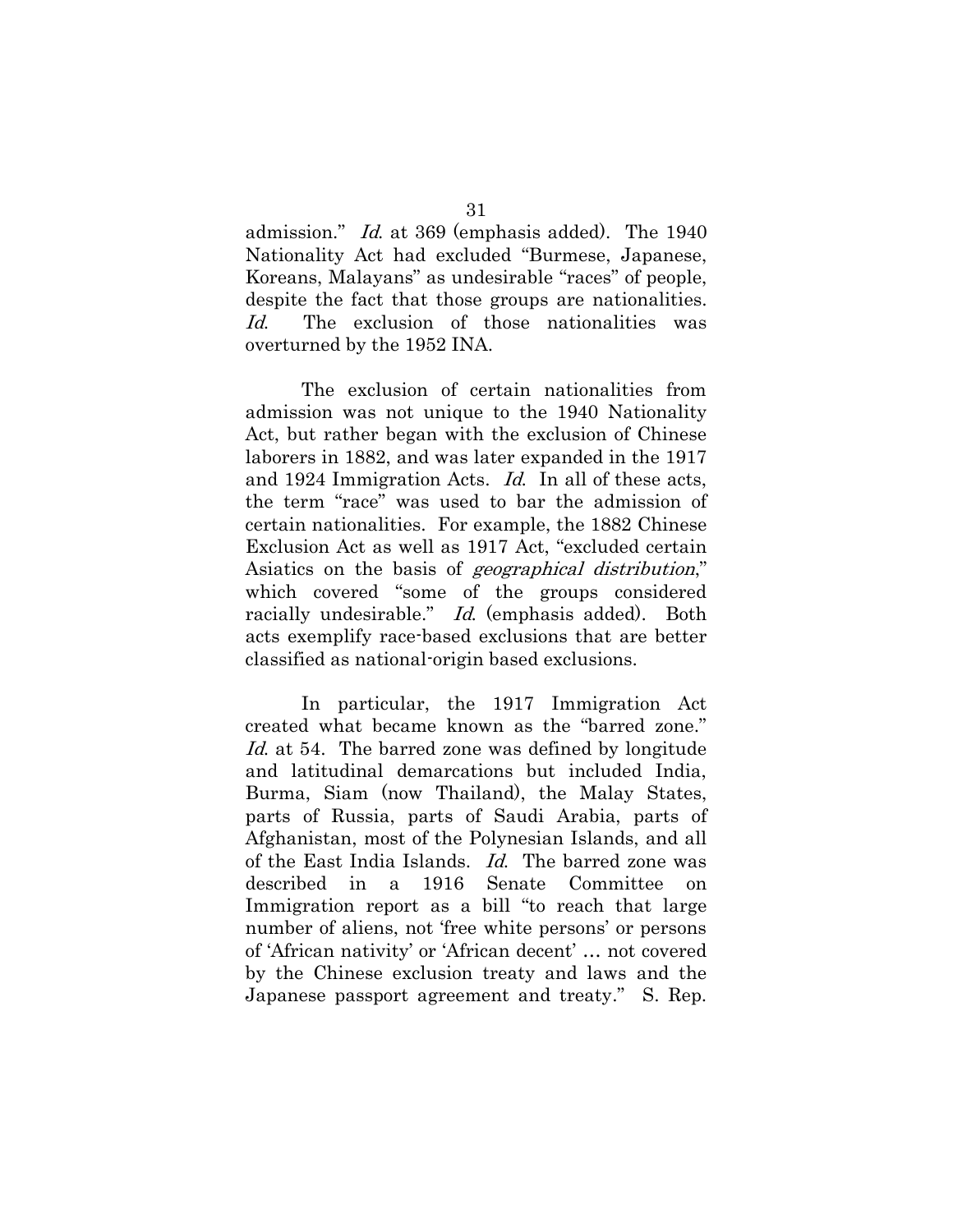admission." *Id.* at 369 (emphasis added). The 1940 Nationality Act had excluded "Burmese, Japanese, Koreans, Malayans" as undesirable "races" of people, despite the fact that those groups are nationalities. *Id.* The exclusion of those nationalities was overturned by the 1952 INA.

The exclusion of certain nationalities from admission was not unique to the 1940 Nationality Act, but rather began with the exclusion of Chinese laborers in 1882, and was later expanded in the 1917 and 1924 Immigration Acts. *Id.* In all of these acts, the term "race" was used to bar the admission of certain nationalities. For example, the 1882 Chinese Exclusion Act as well as 1917 Act, "excluded certain Asiatics on the basis of *geographical distribution*," which covered "some of the groups considered racially undesirable." *Id.* (emphasis added). Both acts exemplify race-based exclusions that are better classified as national-origin based exclusions.

In particular, the 1917 Immigration Act created what became known as the "barred zone." *Id.* at 54. The barred zone was defined by longitude and latitudinal demarcations but included India, Burma, Siam (now Thailand), the Malay States, parts of Russia, parts of Saudi Arabia, parts of Afghanistan, most of the Polynesian Islands, and all of the East India Islands. *Id.* The barred zone was described in a 1916 Senate Committee on Immigration report as a bill "to reach that large number of aliens, not 'free white persons' or persons of 'African nativity' or 'African decent' … not covered by the Chinese exclusion treaty and laws and the Japanese passport agreement and treaty." S. Rep.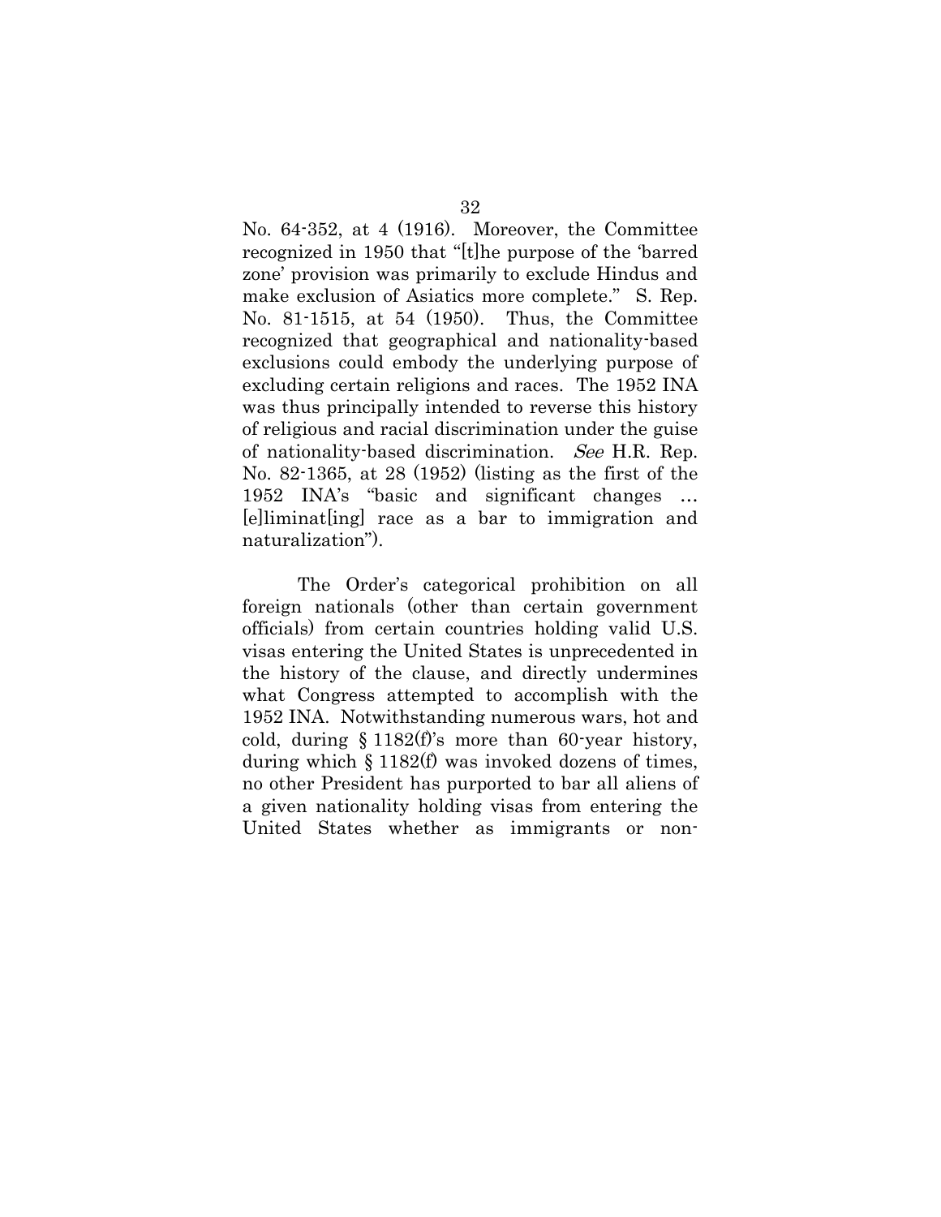No. 64-352, at 4 (1916). Moreover, the Committee recognized in 1950 that "[t]he purpose of the 'barred zone' provision was primarily to exclude Hindus and make exclusion of Asiatics more complete." S. Rep. No. 81-1515, at 54 (1950). Thus, the Committee recognized that geographical and nationality-based exclusions could embody the underlying purpose of excluding certain religions and races. The 1952 INA was thus principally intended to reverse this history of religious and racial discrimination under the guise of nationality-based discrimination. *See* H.R. Rep. No. 82-1365, at 28 (1952) (listing as the first of the 1952 INA's "basic and significant changes … [e]liminat[ing] race as a bar to immigration and naturalization").

The Order's categorical prohibition on all foreign nationals (other than certain government officials) from certain countries holding valid U.S. visas entering the United States is unprecedented in the history of the clause, and directly undermines what Congress attempted to accomplish with the 1952 INA. Notwithstanding numerous wars, hot and cold, during § 1182(f)'s more than 60-year history, during which § 1182(f) was invoked dozens of times, no other President has purported to bar all aliens of a given nationality holding visas from entering the United States whether as immigrants or non-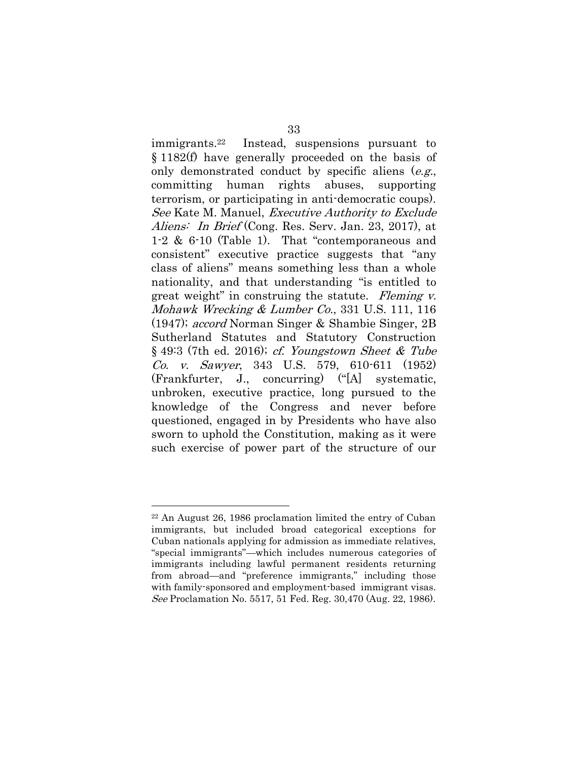immigrants.[22] Instead, suspensions pursuant to § 1182(f) have generally proceeded on the basis of only demonstrated conduct by specific aliens (*e.g.*, committing human rights abuses, supporting terrorism, or participating in anti-democratic coups). *See* Kate M. Manuel, *Executive Authority to Exclude Aliens: In Brief* (Cong. Res. Serv. Jan. 23, 2017), at 1-2 & 6-10 (Table 1). That "contemporaneous and consistent" executive practice suggests that "any class of aliens" means something less than a whole nationality, and that understanding "is entitled to great weight" in construing the statute. *Fleming v. Mohawk Wrecking & Lumber Co.*, 331 U.S. 111, 116 (1947); *accord* Norman Singer & Shambie Singer, 2B Sutherland Statutes and Statutory Construction § 49:3 (7th ed. 2016); *cf. Youngstown Sheet & Tube Co. v. Sawyer*, 343 U.S. 579, 610-611 (1952) (Frankfurter, J., concurring) ("[A] systematic, unbroken, executive practice, long pursued to the knowledge of the Congress and never before questioned, engaged in by Presidents who have also sworn to uphold the Constitution, making as it were such exercise of power part of the structure of our

---

[22] An August 26, 1986 proclamation limited the entry of Cuban immigrants, but included broad categorical exceptions for Cuban nationals applying for admission as immediate relatives, "special immigrants"—which includes numerous categories of immigrants including lawful permanent residents returning from abroad—and "preference immigrants," including those with family-sponsored and employment-based immigrant visas. *See* Proclamation No. 5517, 51 Fed. Reg. 30,470 (Aug. 22, 1986).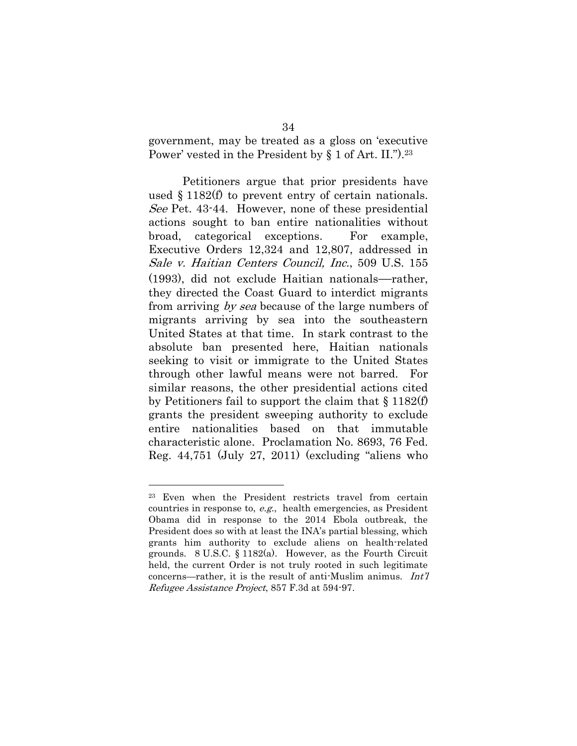government, may be treated as a gloss on 'executive Power' vested in the President by § 1 of Art. II.").[23]

Petitioners argue that prior presidents have used § 1182(f) to prevent entry of certain nationals. *See* Pet. 43-44. However, none of these presidential actions sought to ban entire nationalities without broad, categorical exceptions. For example, Executive Orders 12,324 and 12,807, addressed in *Sale v. Haitian Centers Council, Inc.*, 509 U.S. 155 (1993), did not exclude Haitian nationals—rather, they directed the Coast Guard to interdict migrants from arriving *by sea* because of the large numbers of migrants arriving by sea into the southeastern United States at that time. In stark contrast to the absolute ban presented here, Haitian nationals seeking to visit or immigrate to the United States through other lawful means were not barred. For similar reasons, the other presidential actions cited by Petitioners fail to support the claim that § 1182(f) grants the president sweeping authority to exclude entire nationalities based on that immutable characteristic alone. Proclamation No. 8693, 76 Fed. Reg. 44,751 (July 27, 2011) (excluding "aliens who

---

[23] Even when the President restricts travel from certain countries in response to, *e.g.*, health emergencies, as President Obama did in response to the 2014 Ebola outbreak, the President does so with at least the INA's partial blessing, which grants him authority to exclude aliens on health-related grounds. 8 U.S.C. § 1182(a). However, as the Fourth Circuit held, the current Order is not truly rooted in such legitimate concerns—rather, it is the result of anti-Muslim animus. *Int'l Refugee Assistance Project*, 857 F.3d at 594-97.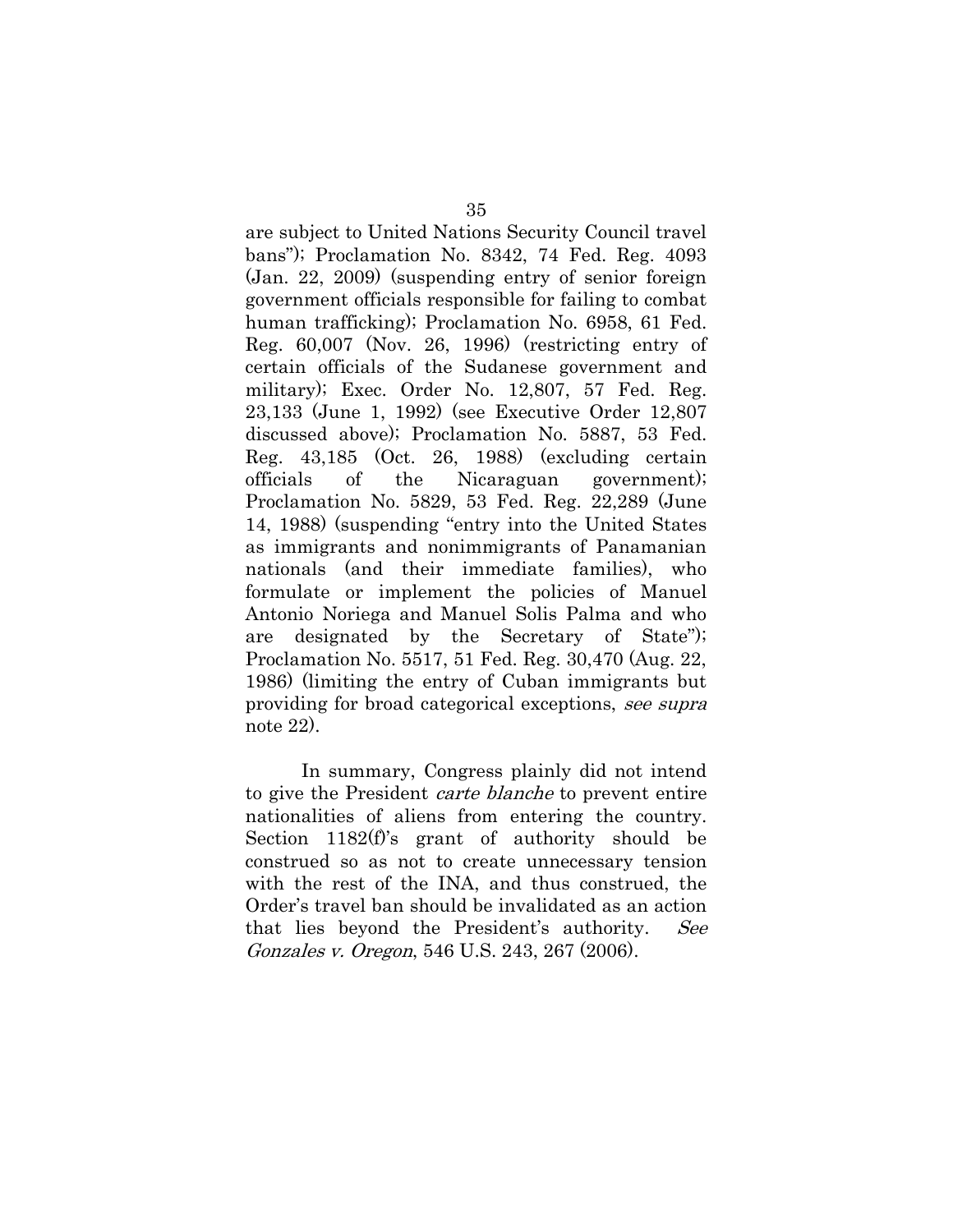are subject to United Nations Security Council travel bans"); Proclamation No. 8342, 74 Fed. Reg. 4093 (Jan. 22, 2009) (suspending entry of senior foreign government officials responsible for failing to combat human trafficking); Proclamation No. 6958, 61 Fed. Reg. 60,007 (Nov. 26, 1996) (restricting entry of certain officials of the Sudanese government and military); Exec. Order No. 12,807, 57 Fed. Reg. 23,133 (June 1, 1992) (see Executive Order 12,807 discussed above); Proclamation No. 5887, 53 Fed. Reg. 43,185 (Oct. 26, 1988) (excluding certain officials of the Nicaraguan government); Proclamation No. 5829, 53 Fed. Reg. 22,289 (June 14, 1988) (suspending "entry into the United States as immigrants and nonimmigrants of Panamanian nationals (and their immediate families), who formulate or implement the policies of Manuel Antonio Noriega and Manuel Solis Palma and who are designated by the Secretary of State"); Proclamation No. 5517, 51 Fed. Reg. 30,470 (Aug. 22, 1986) (limiting the entry of Cuban immigrants but providing for broad categorical exceptions, *see supra* note 22).

In summary, Congress plainly did not intend to give the President *carte blanche* to prevent entire nationalities of aliens from entering the country. Section 1182(f)'s grant of authority should be construed so as not to create unnecessary tension with the rest of the INA, and thus construed, the Order's travel ban should be invalidated as an action that lies beyond the President's authority. *See Gonzales v. Oregon*, 546 U.S. 243, 267 (2006).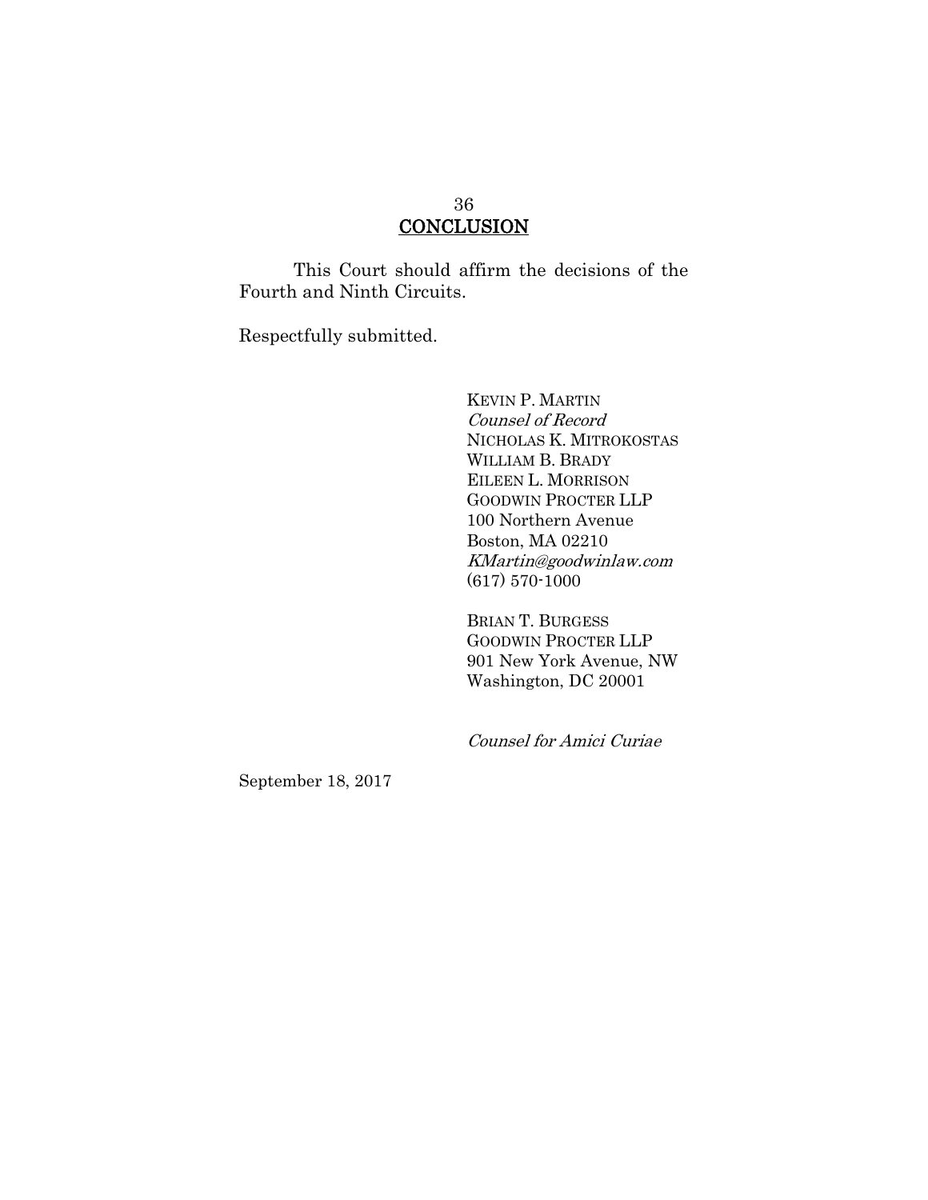## CONCLUSION

This Court should affirm the decisions of the Fourth and Ninth Circuits.

Respectfully submitted.

KEVIN P. MARTIN
*Counsel of Record*
NICHOLAS K. MITROKOSTAS
WILLIAM B. BRADY
EILEEN L. MORRISON
GOODWIN PROCTER LLP
100 Northern Avenue
Boston, MA 02210
*KMartin@goodwinlaw.com*
(617) 570-1000

BRIAN T. BURGESS
GOODWIN PROCTER LLP
901 New York Avenue, NW
Washington, DC 20001

*Counsel for Amici Curiae*

September 18, 2017